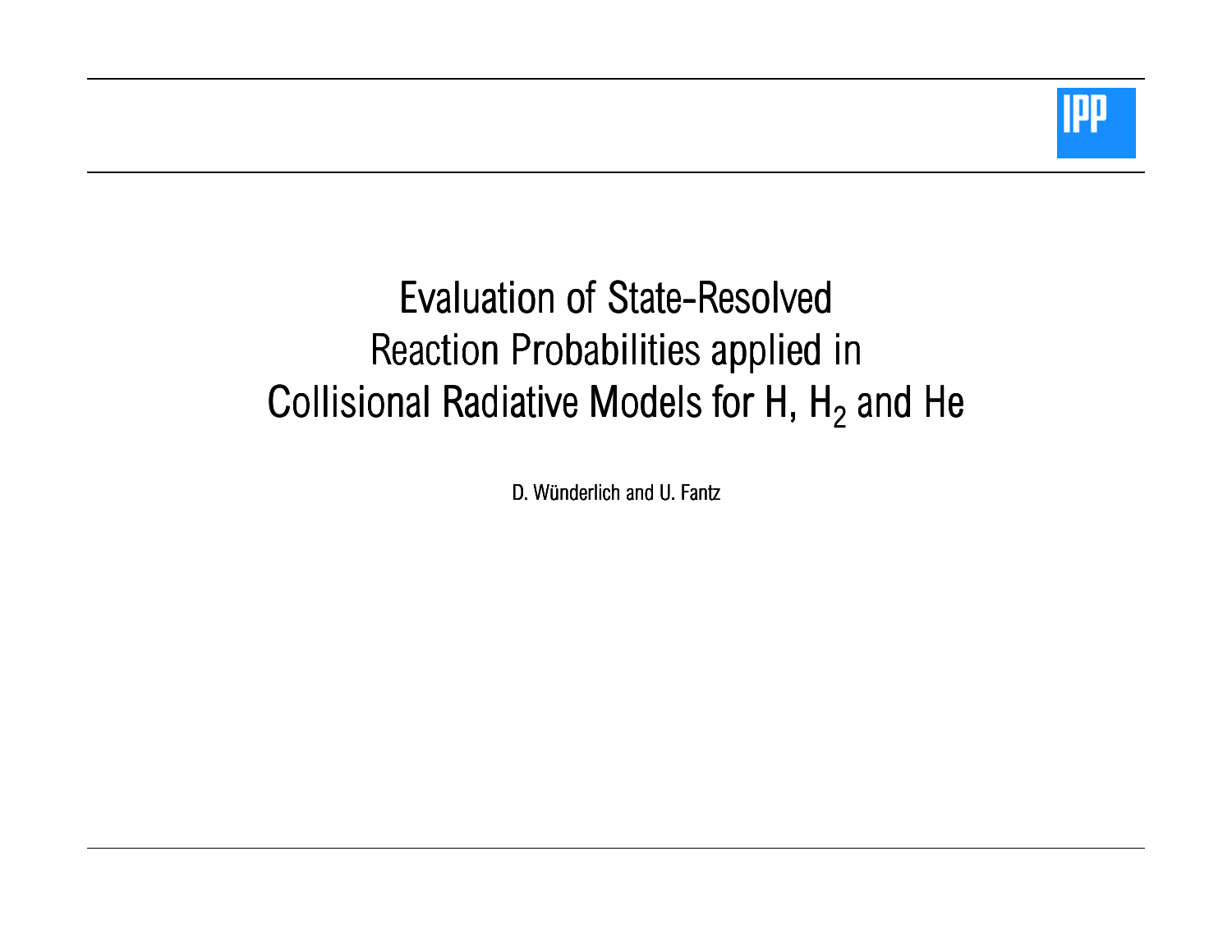# Evaluation of State-Resolved Reaction Probabilities applied in Collisional Radiative Models for H, $H_2$ and He

D. Wünderlich and U. Fantz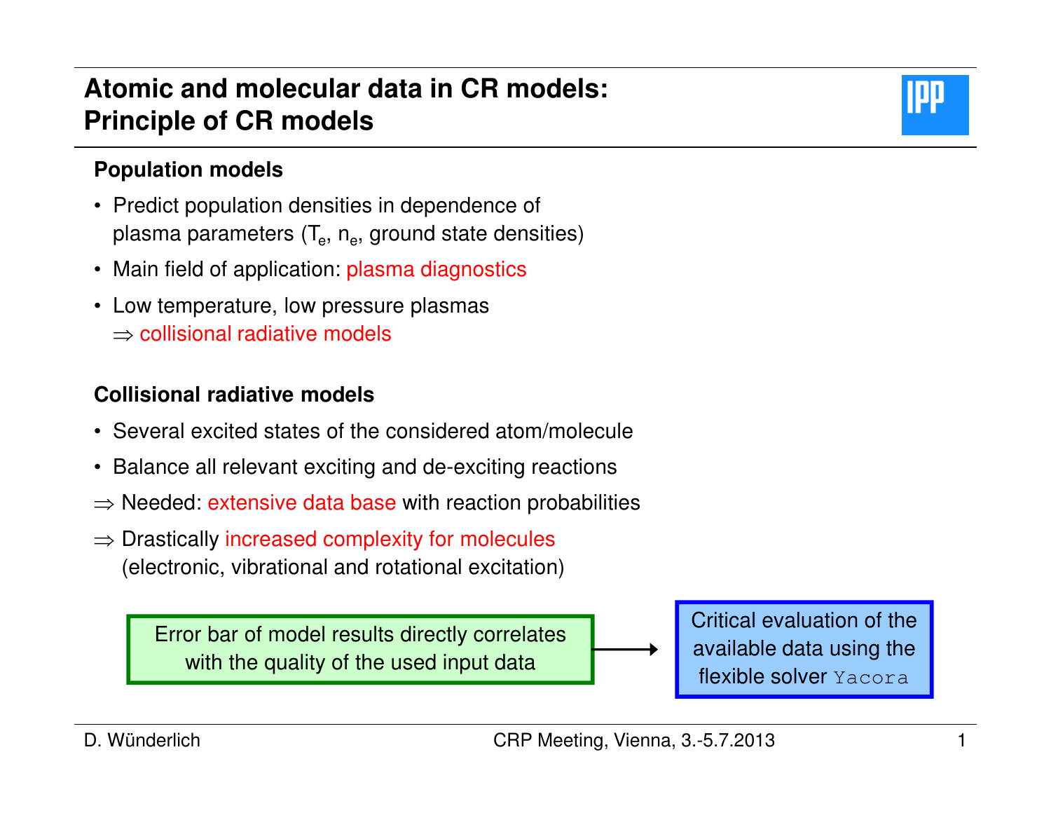# Atomic and molecular data in CR models: Principle of CR models

**Population models**

- Predict population densities in dependence of plasma parameters ($T_e$, $n_e$, ground state densities)
- Main field of application: plasma diagnostics
- Low temperature, low pressure plasmas
  ⇒ collisional radiative models

**Collisional radiative models**

- Several excited states of the considered atom/molecule
- Balance all relevant exciting and de-exciting reactions

⇒ Needed: extensive data base with reaction probabilities

⇒ Drastically increased complexity for molecules (electronic, vibrational and rotational excitation)

Error bar of model results directly correlates with the quality of the used input data → Critical evaluation of the available data using the flexible solver `Yacora`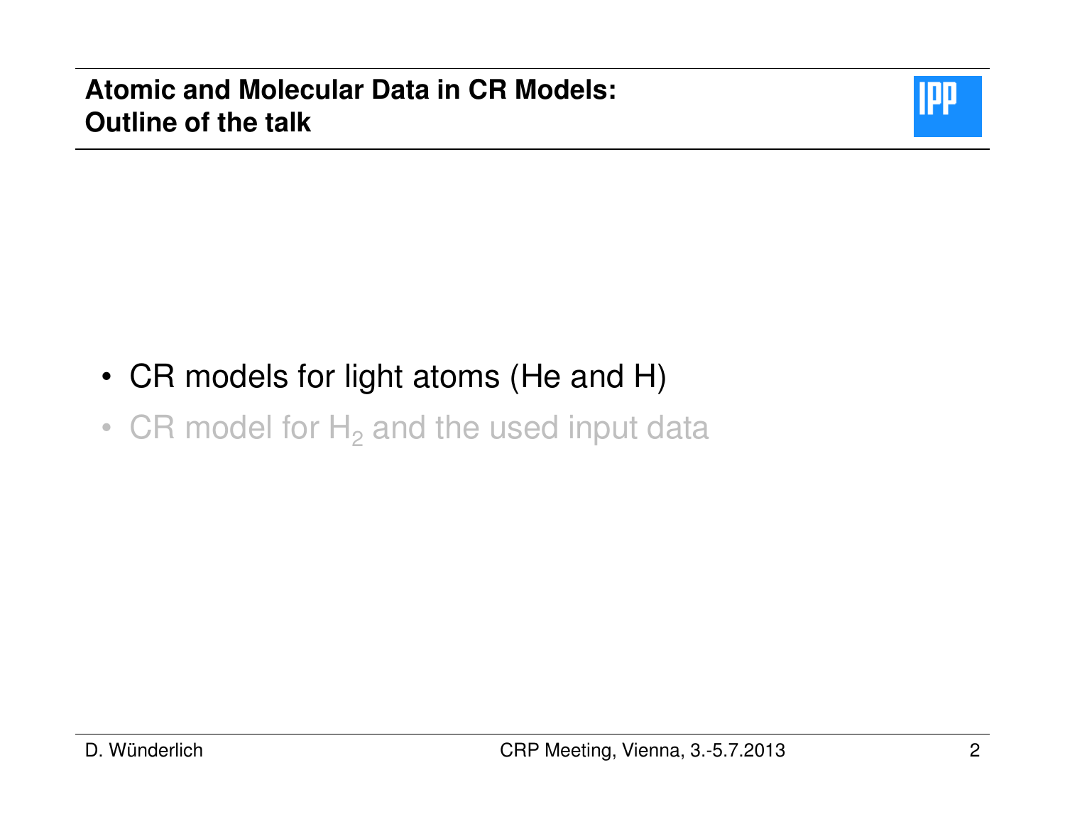# Atomic and Molecular Data in CR Models: Outline of the talk

- CR models for light atoms (He and H)
- CR model for $H_2$ and the used input data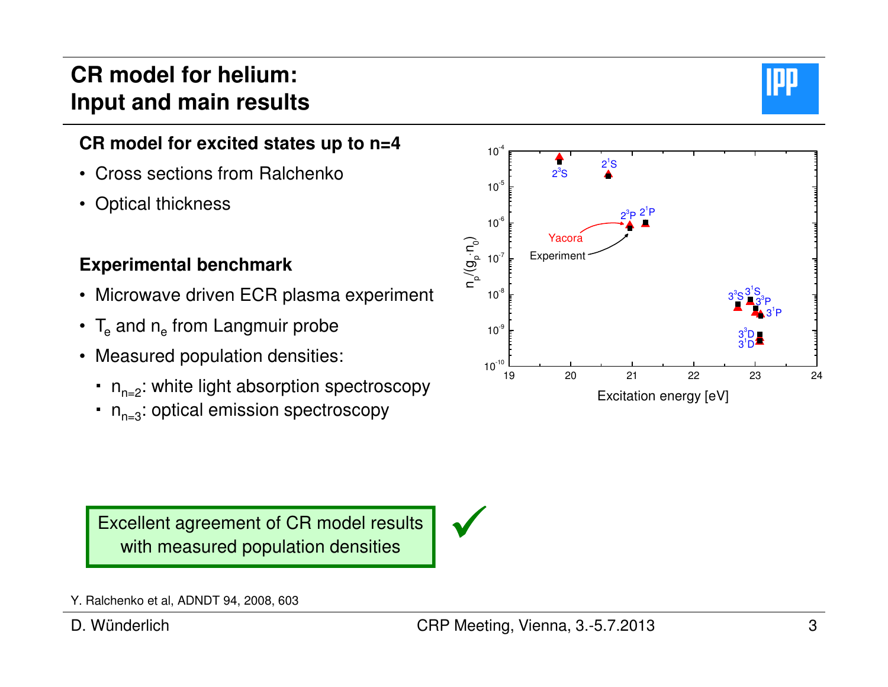# CR model for helium: Input and main results

### CR model for excited states up to n=4

- Cross sections from Ralchenko
- Optical thickness

### Experimental benchmark

- Microwave driven ECR plasma experiment
- $T_e$ and $n_e$ from Langmuir probe
- Measured population densities:
  - $n_{n=2}$: white light absorption spectroscopy
  - $n_{n=3}$: optical emission spectroscopy

Excellent agreement of CR model results with measured population densities ✓

Y. Ralchenko et al, ADNDT 94, 2008, 603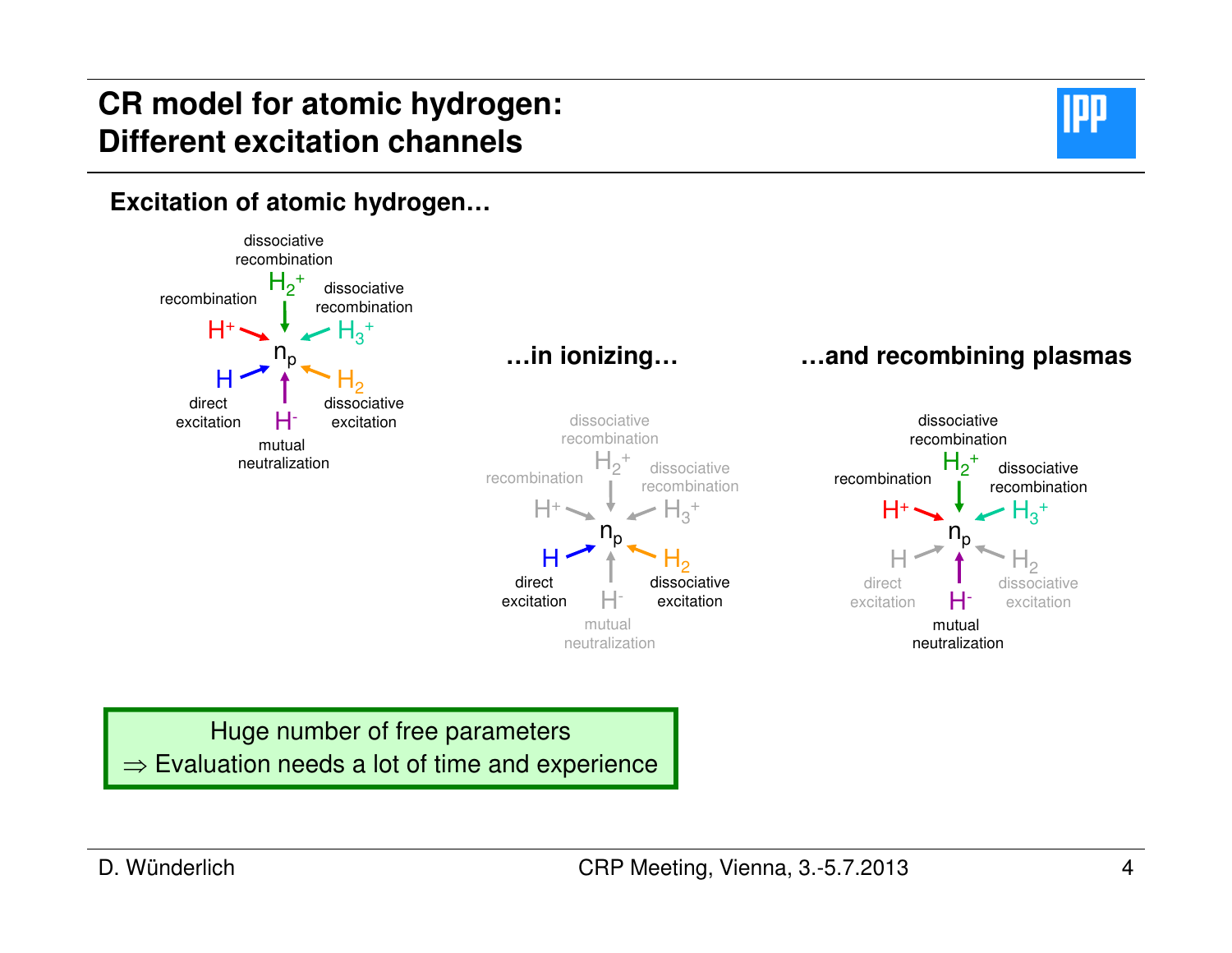# CR model for atomic hydrogen: Different excitation channels

**Excitation of atomic hydrogen…**

| Process | Species |
|---|---|
| recombination | $H^+$ |
| dissociative recombination | $H_2^+$ |
| dissociative recombination | $H_3^+$ |
| direct excitation | $H$ |
| dissociative excitation | $H_2$ |
| mutual neutralization | $H^-$ |

All channels lead to $n_p$.

**…in ionizing…**

Dominant channels leading to $n_p$:

- $H$: direct excitation
- $H_2$: dissociative excitation

Minor channels: recombination ($H^+$), dissociative recombination ($H_2^+$, $H_3^+$), mutual neutralization ($H^-$).

**…and recombining plasmas**

Dominant channels leading to $n_p$:

- $H^+$: recombination
- $H_2^+$: dissociative recombination
- $H_3^+$: dissociative recombination
- $H^-$: mutual neutralization

Minor channels: direct excitation ($H$), dissociative excitation ($H_2$).

> Huge number of free parameters
> $\Rightarrow$ Evaluation needs a lot of time and experience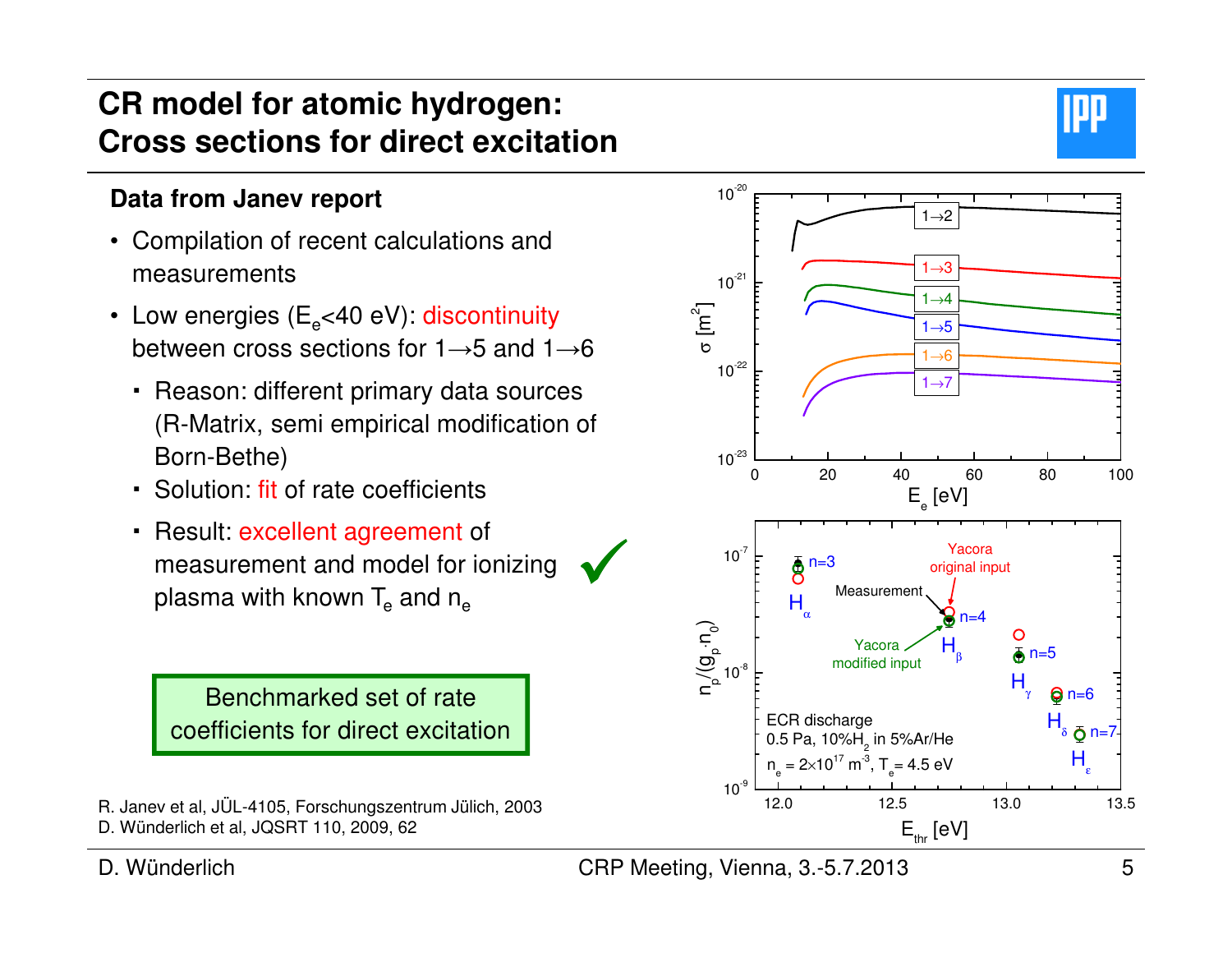# CR model for atomic hydrogen: Cross sections for direct excitation

**Data from Janev report**

- Compilation of recent calculations and measurements
- Low energies ($E_e$<40 eV): discontinuity between cross sections for 1→5 and 1→6
  - Reason: different primary data sources (R-Matrix, semi empirical modification of Born-Bethe)
  - Solution: fit of rate coefficients
  - Result: excellent agreement of measurement and model for ionizing plasma with known $T_e$ and $n_e$ ✔

Benchmarked set of rate coefficients for direct excitation

R. Janev et al, JÜL-4105, Forschungszentrum Jülich, 2003
D. Wünderlich et al, JQSRT 110, 2009, 62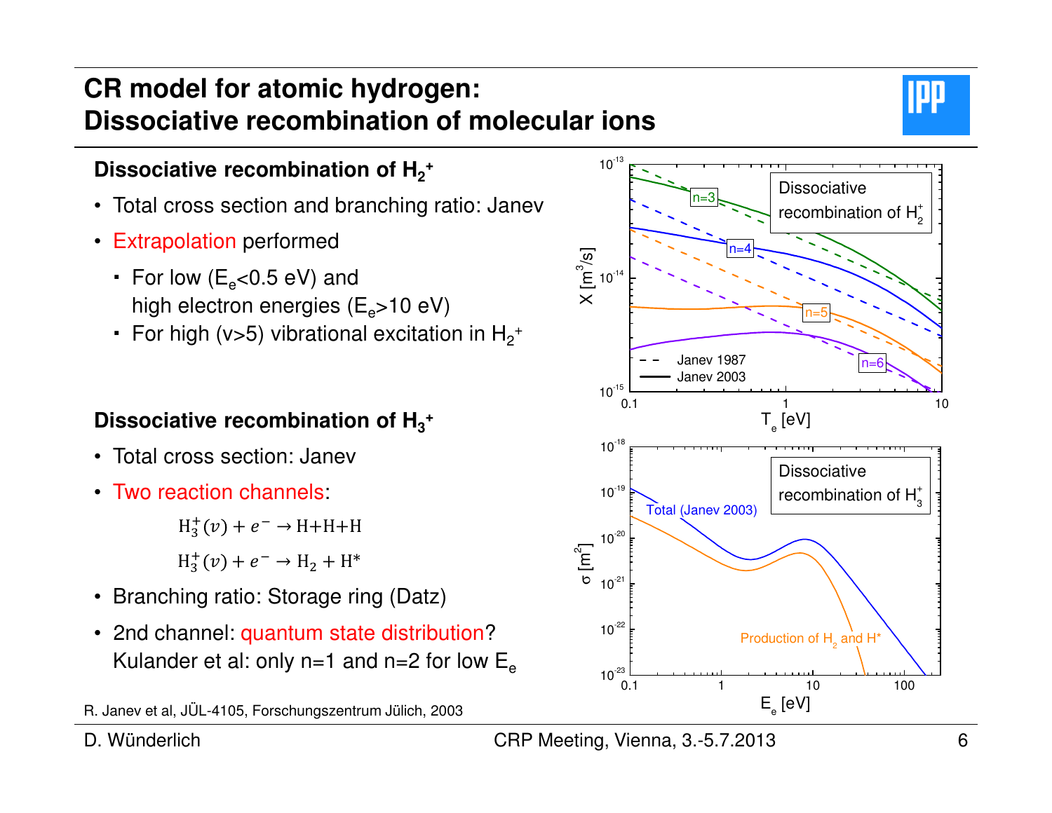# CR model for atomic hydrogen: Dissociative recombination of molecular ions

### Dissociative recombination of $H_2^+$

- Total cross section and branching ratio: Janev
- Extrapolation performed
  - For low ($E_e$<0.5 eV) and high electron energies ($E_e$>10 eV)
  - For high (v>5) vibrational excitation in $H_2^+$

### Dissociative recombination of $H_3^+$

- Total cross section: Janev
- Two reaction channels:

$$\mathrm{H}_3^+(v) + e^- \rightarrow \mathrm{H+H+H}$$

$$\mathrm{H}_3^+(v) + e^- \rightarrow \mathrm{H}_2 + \mathrm{H}^*$$

- Branching ratio: Storage ring (Datz)
- 2nd channel: quantum state distribution? Kulander et al: only n=1 and n=2 for low $E_e$

R. Janev et al, JÜL-4105, Forschungszentrum Jülich, 2003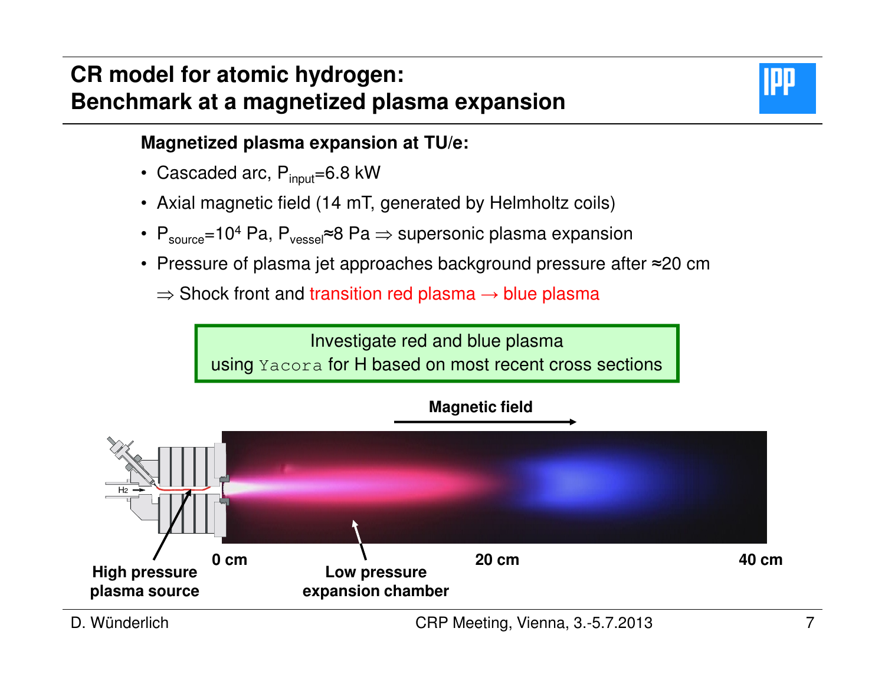# CR model for atomic hydrogen: Benchmark at a magnetized plasma expansion

**Magnetized plasma expansion at TU/e:**

- Cascaded arc, $P_{input}$=6.8 kW
- Axial magnetic field (14 mT, generated by Helmholtz coils)
- $P_{source}=10^4$ Pa, $P_{vessel}\approx 8$ Pa $\Rightarrow$ supersonic plasma expansion
- Pressure of plasma jet approaches background pressure after ≈20 cm

  ⇒ Shock front and transition red plasma → blue plasma

Investigate red and blue plasma
using `Yacora` for H based on most recent cross sections

Magnetic field

$H_2$

High pressure plasma source

0 cm

Low pressure expansion chamber

20 cm

40 cm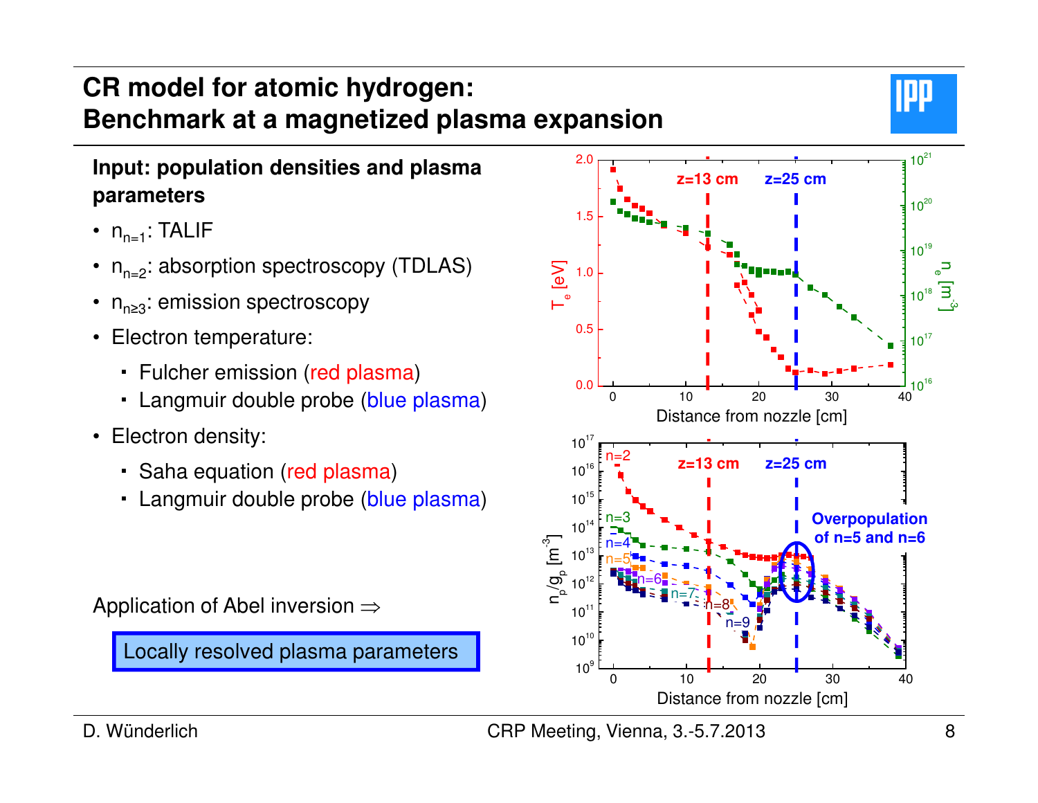# CR model for atomic hydrogen: Benchmark at a magnetized plasma expansion

**Input: population densities and plasma parameters**

- $n_{n=1}$: TALIF
- $n_{n=2}$: absorption spectroscopy (TDLAS)
- $n_{n\geq3}$: emission spectroscopy
- Electron temperature:
  - Fulcher emission (red plasma)
  - Langmuir double probe (blue plasma)
- Electron density:
  - Saha equation (red plasma)
  - Langmuir double probe (blue plasma)

Application of Abel inversion ⇒

**Locally resolved plasma parameters**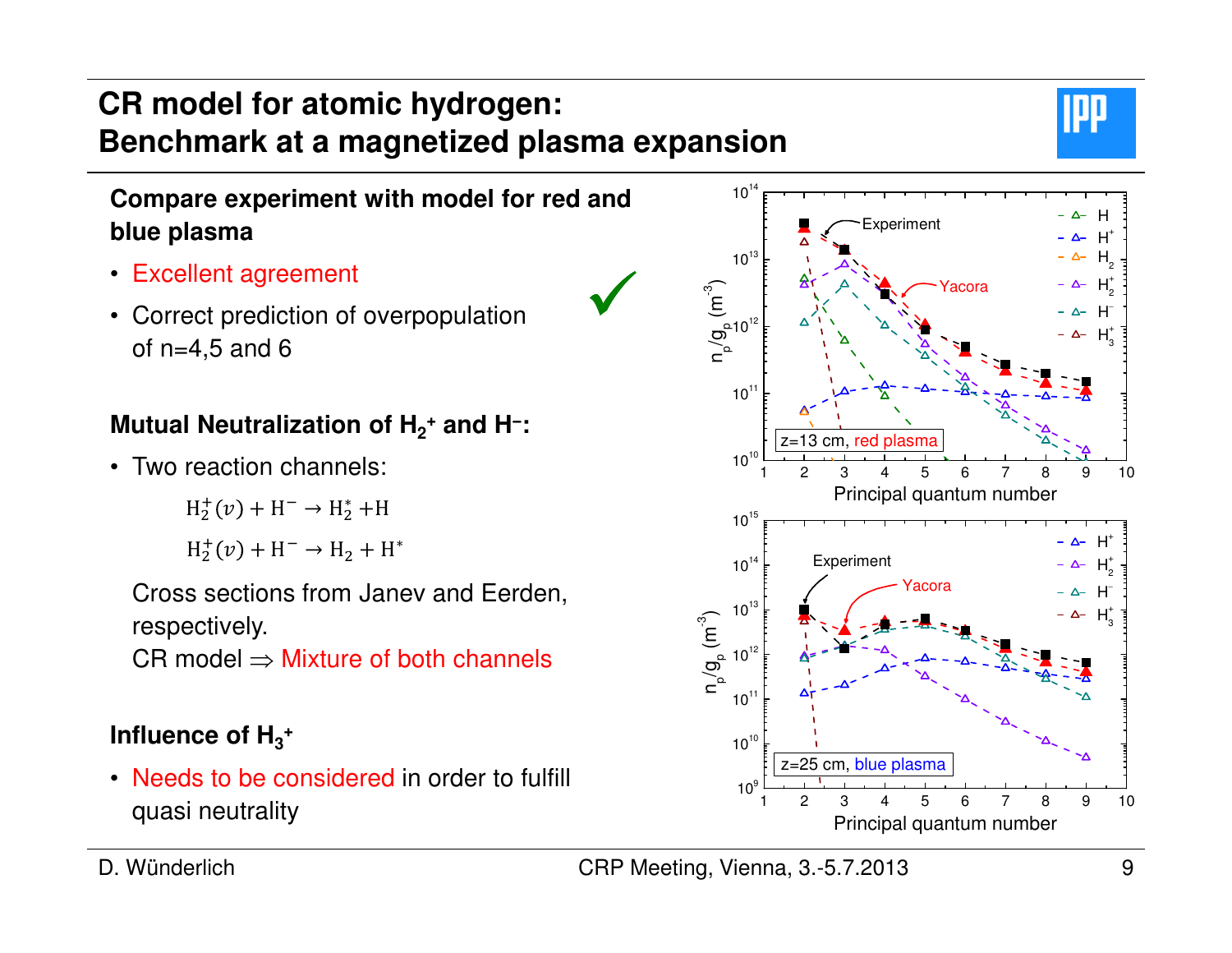# CR model for atomic hydrogen: Benchmark at a magnetized plasma expansion

**Compare experiment with model for red and blue plasma**

- Excellent agreement ✔
- Correct prediction of overpopulation of n=4,5 and 6

**Mutual Neutralization of $H_2^+$ and $H^-$:**

- Two reaction channels:

$$H_2^+(v) + H^- \rightarrow H_2^* + H$$

$$H_2^+(v) + H^- \rightarrow H_2 + H^*$$

Cross sections from Janev and Eerden, respectively.

CR model ⇒ Mixture of both channels

**Influence of $H_3^+$**

- Needs to be considered in order to fulfill quasi neutrality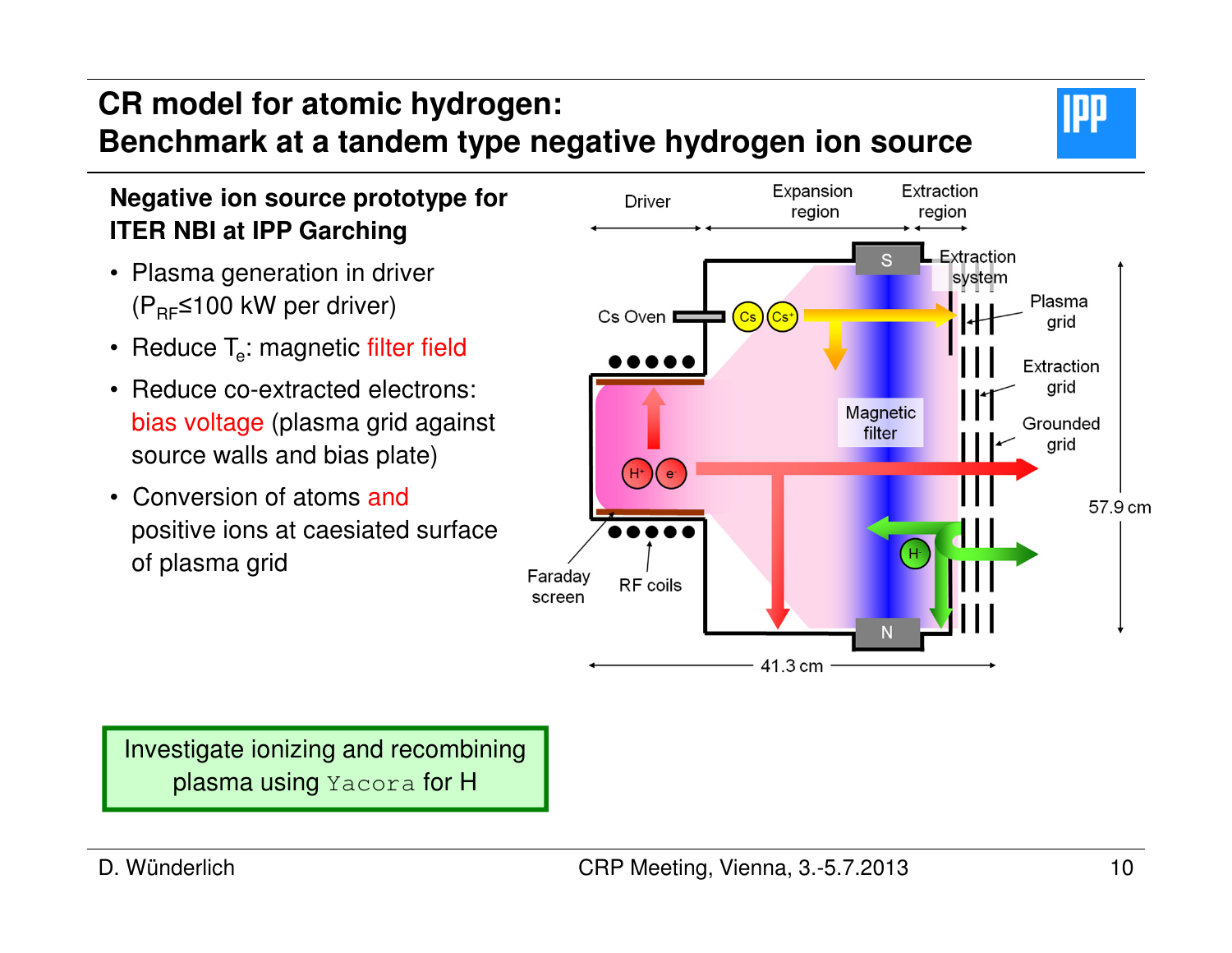# CR model for atomic hydrogen: Benchmark at a tandem type negative hydrogen ion source

**Negative ion source prototype for ITER NBI at IPP Garching**

- Plasma generation in driver ($P_{RF} \leq 100$ kW per driver)
- Reduce $T_e$: magnetic filter field
- Reduce co-extracted electrons: bias voltage (plasma grid against source walls and bias plate)
- Conversion of atoms and positive ions at caesiated surface of plasma grid

Driver | Expansion region | Extraction region

Extraction system | Plasma grid | Extraction grid | Grounded grid

Cs Oven | Cs | Cs+ | Magnetic filter | S | N | H+ | e- | H-

Faraday screen | RF coils

41.3 cm | 57.9 cm

Investigate ionizing and recombining plasma using `Yacora` for H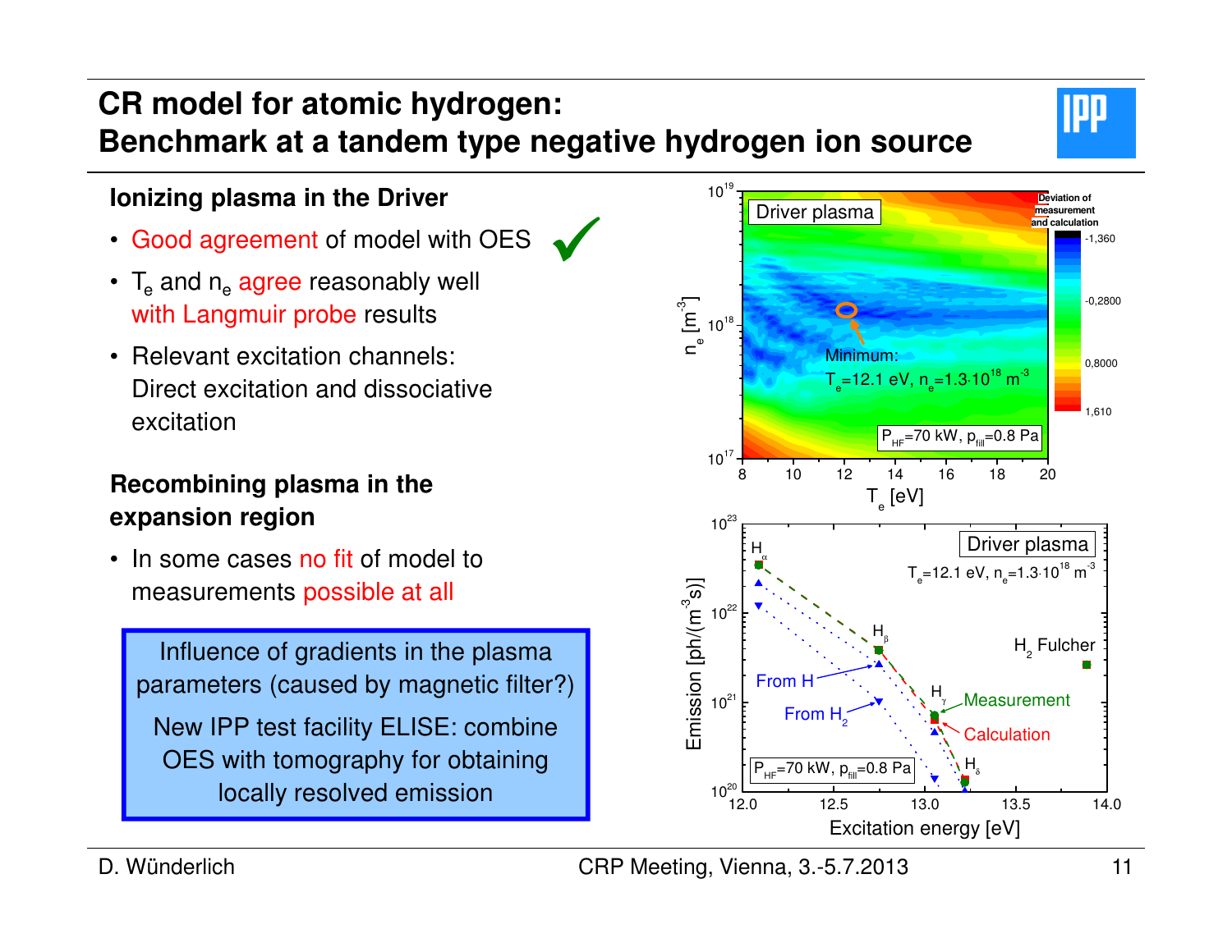# CR model for atomic hydrogen: Benchmark at a tandem type negative hydrogen ion source

### Ionizing plasma in the Driver

- Good agreement of model with OES ✔
- $T_e$ and $n_e$ agree reasonably well with Langmuir probe results
- Relevant excitation channels: Direct excitation and dissociative excitation

### Recombining plasma in the expansion region

- In some cases no fit of model to measurements possible at all

> Influence of gradients in the plasma parameters (caused by magnetic filter?)
>
> New IPP test facility ELISE: combine OES with tomography for obtaining locally resolved emission

Driver plasma

Deviation of measurement and calculation: -1,360; -0,2800; 0,8000; 1,610

Minimum: $T_e$=12.1 eV, $n_e$=1.3·10$^{18}$ m$^{-3}$

$P_{HF}$=70 kW, $p_{fill}$=0.8 Pa

$n_e$ [m$^{-3}$] vs. $T_e$ [eV]

Driver plasma

$T_e$=12.1 eV, $n_e$=1.3·10$^{18}$ m$^{-3}$

$H_\alpha$, $H_\beta$, $H_\gamma$, $H_\delta$, $H_2$ Fulcher

From H, From $H_2$, Measurement, Calculation

$P_{HF}$=70 kW, $p_{fill}$=0.8 Pa

Emission [ph/(m$^3$s)] vs. Excitation energy [eV]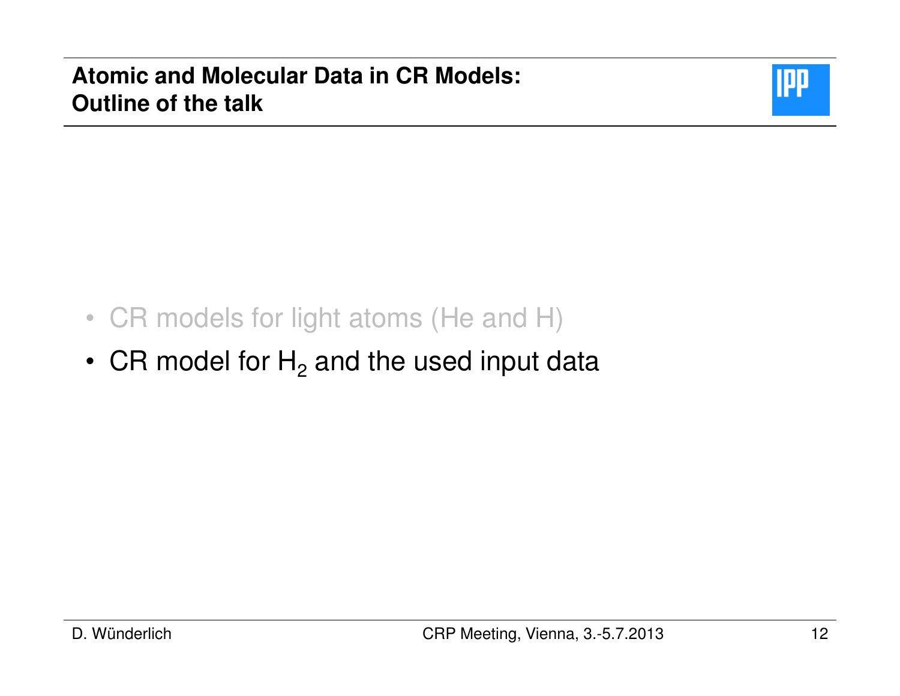# Atomic and Molecular Data in CR Models: Outline of the talk

- CR models for light atoms (He and H)
- CR model for $H_2$ and the used input data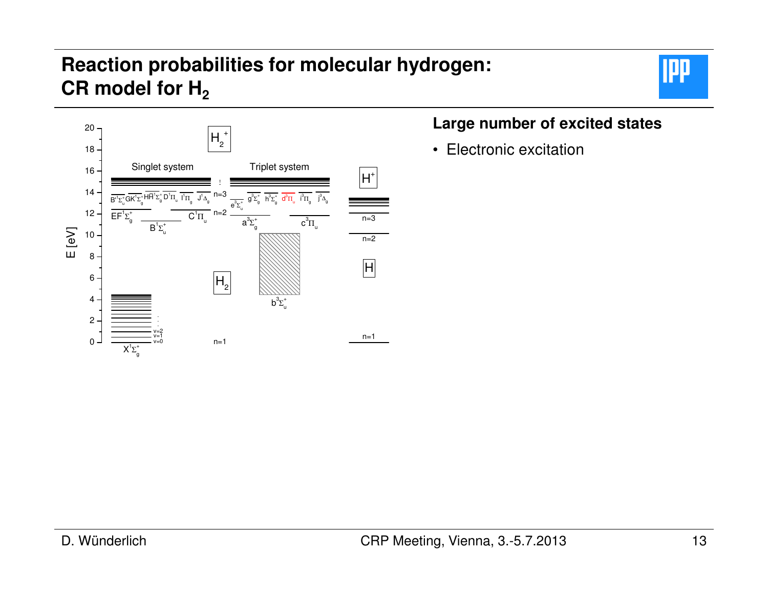# Reaction probabilities for molecular hydrogen: CR model for $H_2$

**Large number of excited states**

- Electronic excitation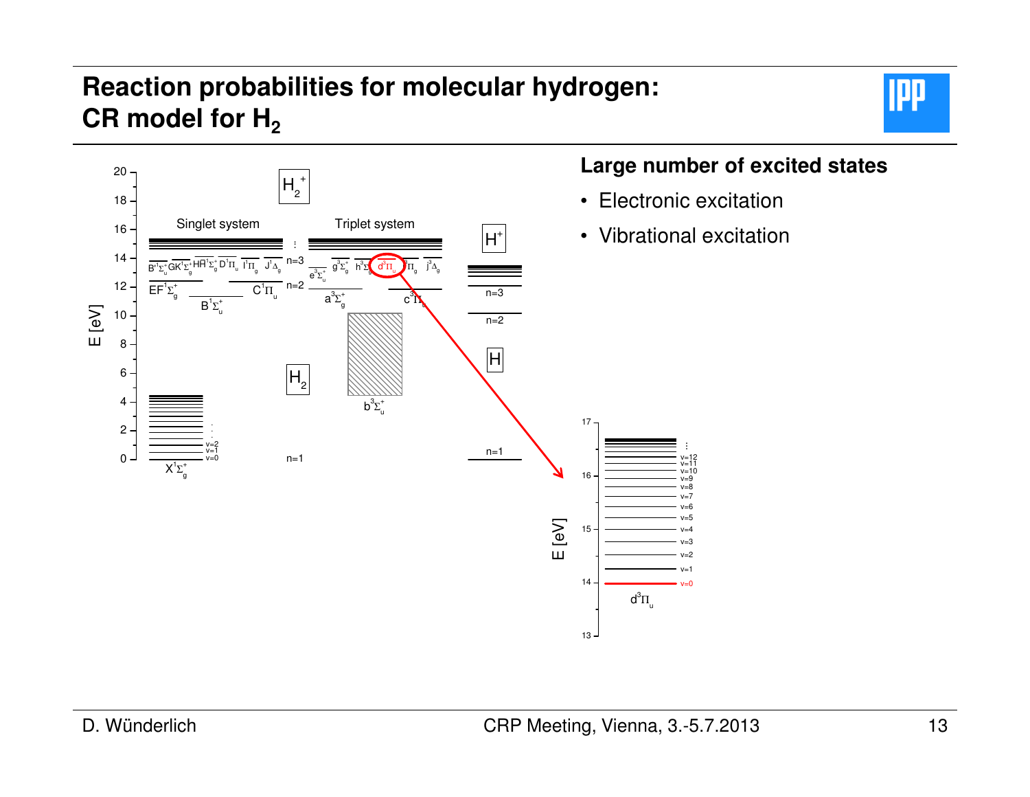# Reaction probabilities for molecular hydrogen: CR model for $H_2$

**Large number of excited states**

- Electronic excitation
- Vibrational excitation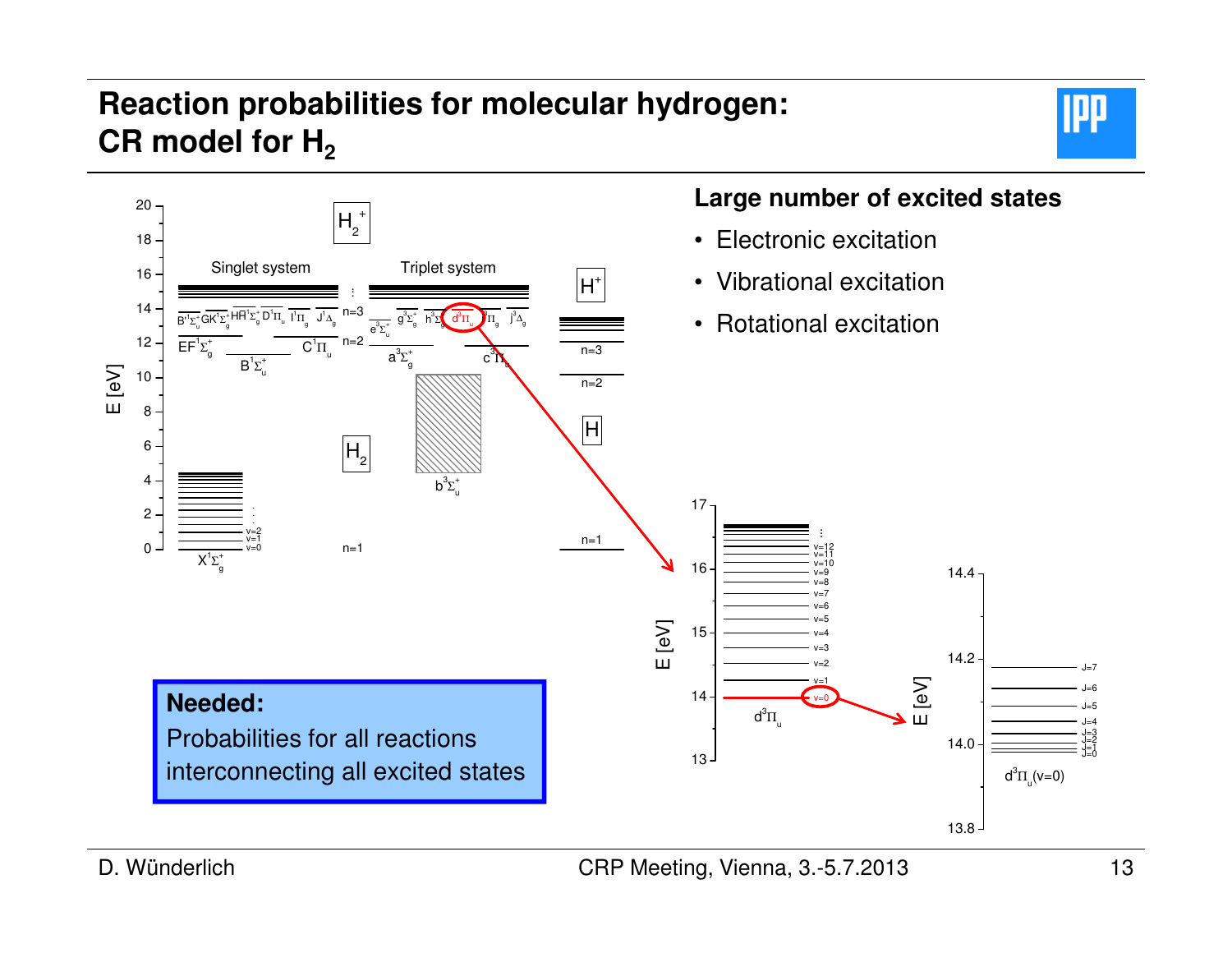# Reaction probabilities for molecular hydrogen: CR model for $H_2$

**Large number of excited states**

- Electronic excitation
- Vibrational excitation
- Rotational excitation

**Needed:**
Probabilities for all reactions interconnecting all excited states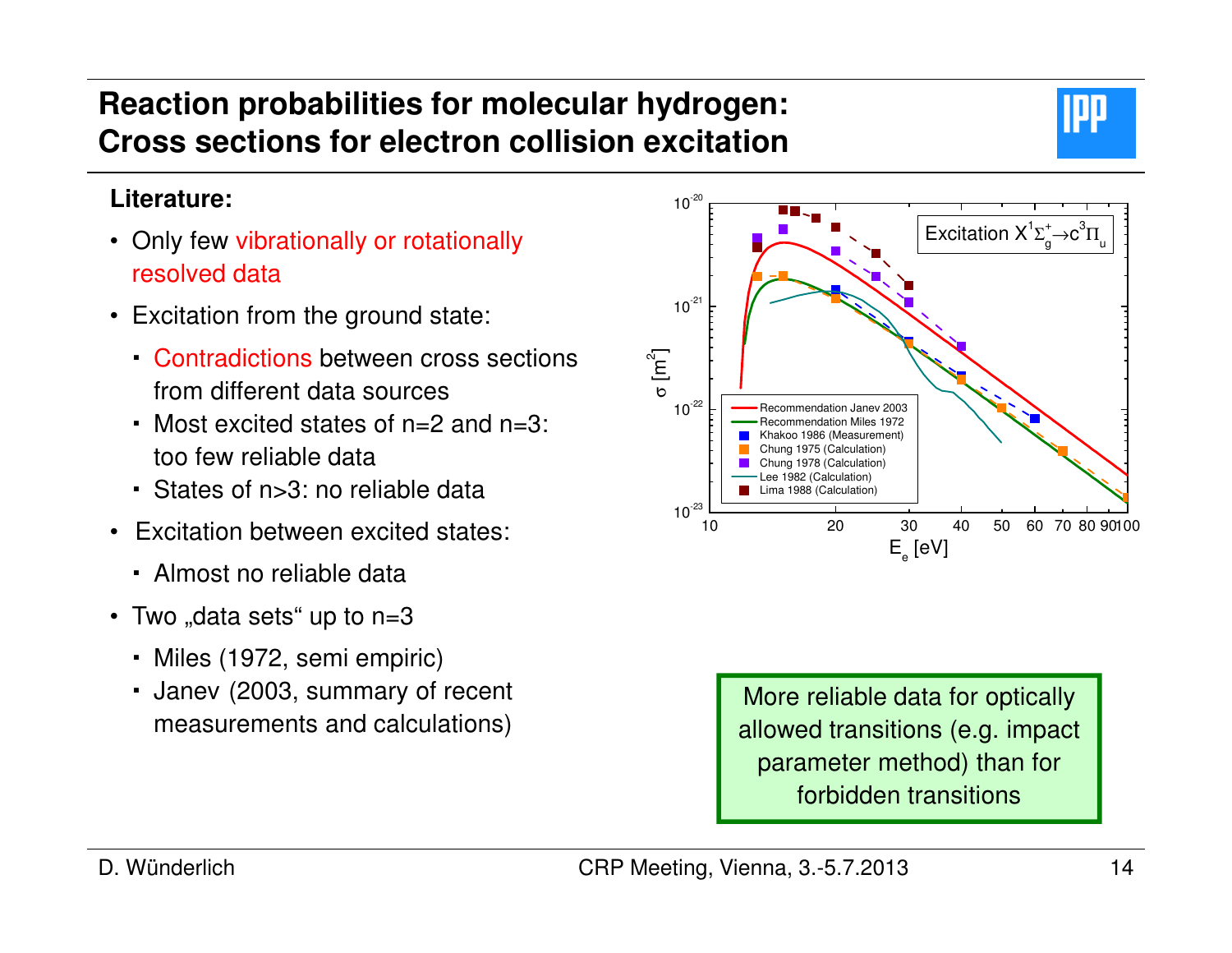# Reaction probabilities for molecular hydrogen: Cross sections for electron collision excitation

**Literature:**

- Only few vibrationally or rotationally resolved data
- Excitation from the ground state:
  - Contradictions between cross sections from different data sources
  - Most excited states of n=2 and n=3: too few reliable data
  - States of n>3: no reliable data
- Excitation between excited states:
  - Almost no reliable data
- Two „data sets" up to n=3
  - Miles (1972, semi empiric)
  - Janev (2003, summary of recent measurements and calculations)

More reliable data for optically allowed transitions (e.g. impact parameter method) than for forbidden transitions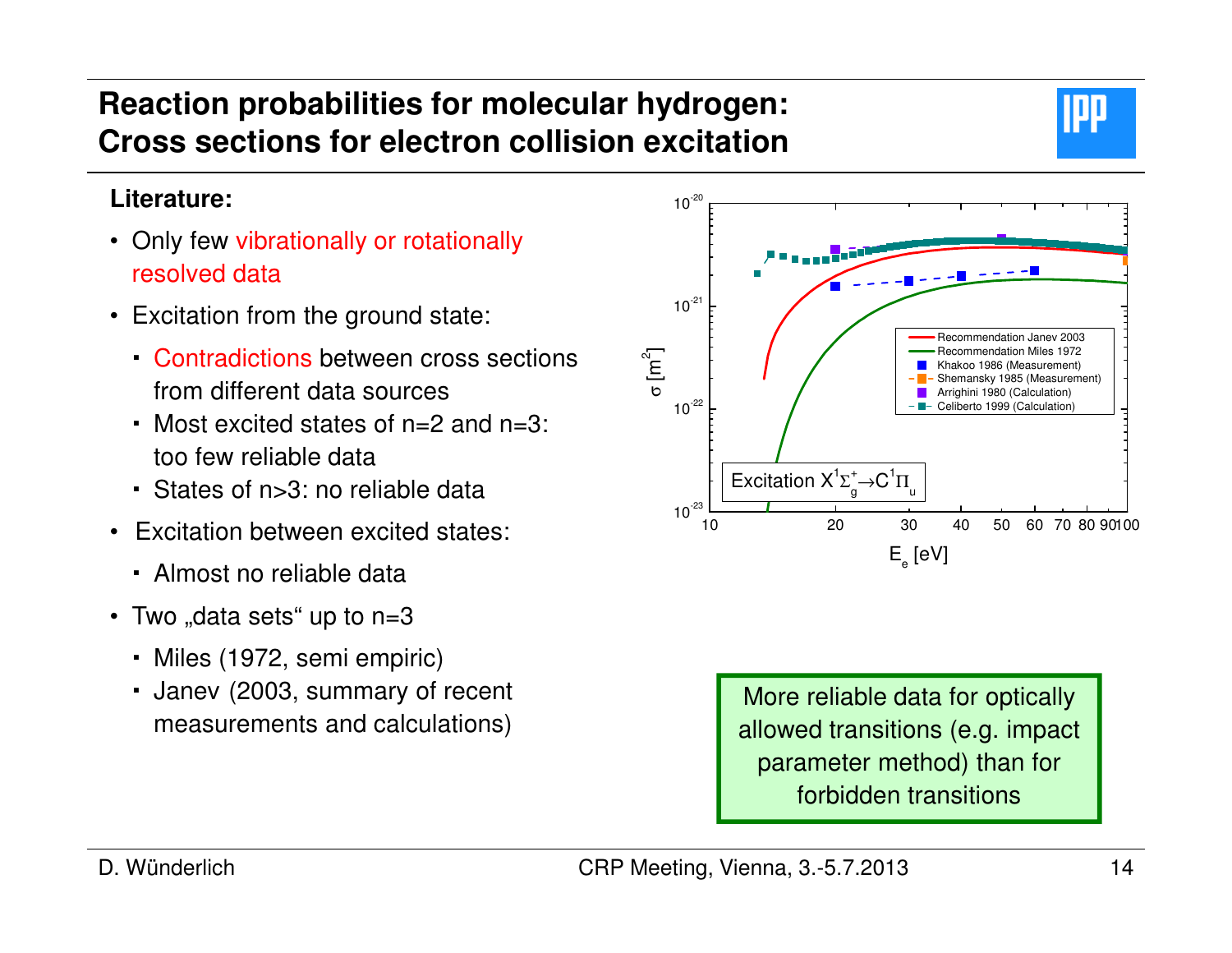# Reaction probabilities for molecular hydrogen: Cross sections for electron collision excitation

**Literature:**

- Only few vibrationally or rotationally resolved data
- Excitation from the ground state:
  - Contradictions between cross sections from different data sources
  - Most excited states of n=2 and n=3: too few reliable data
  - States of n>3: no reliable data
- Excitation between excited states:
  - Almost no reliable data
- Two „data sets“ up to n=3
  - Miles (1972, semi empiric)
  - Janev (2003, summary of recent measurements and calculations)

Excitation $X^1\Sigma_g^+ \rightarrow C^1\Pi_u$

More reliable data for optically allowed transitions (e.g. impact parameter method) than for forbidden transitions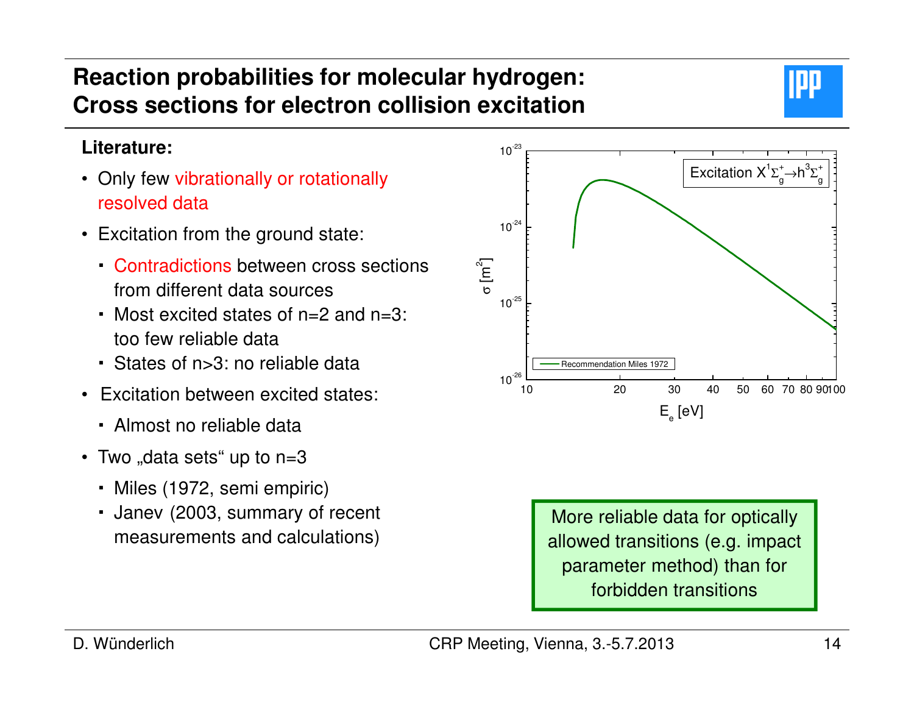# Reaction probabilities for molecular hydrogen: Cross sections for electron collision excitation

**Literature:**

- Only few vibrationally or rotationally resolved data
- Excitation from the ground state:
  - Contradictions between cross sections from different data sources
  - Most excited states of n=2 and n=3: too few reliable data
  - States of n>3: no reliable data
- Excitation between excited states:
  - Almost no reliable data
- Two „data sets“ up to n=3
  - Miles (1972, semi empiric)
  - Janev (2003, summary of recent measurements and calculations)

Excitation $X^1\Sigma_g^+ \rightarrow h^3\Sigma_g^+$

Recommendation Miles 1972

$\sigma$ [$m^2$]

$E_e$ [eV]

More reliable data for optically allowed transitions (e.g. impact parameter method) than for forbidden transitions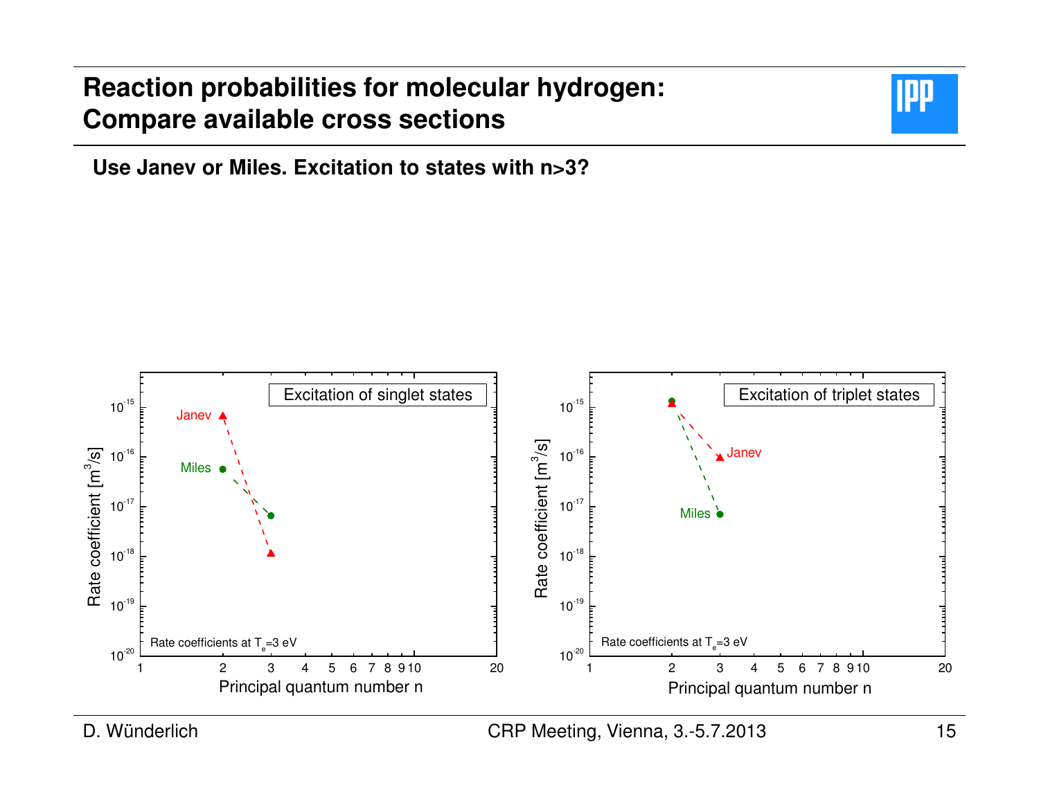# Reaction probabilities for molecular hydrogen: Compare available cross sections

**Use Janev or Miles. Excitation to states with n>3?**

Excitation of singlet states

Janev

Miles

Rate coefficient [$m^3/s$]

$10^{-15}$

$10^{-16}$

$10^{-17}$

$10^{-18}$

$10^{-19}$

$10^{-20}$

Rate coefficients at $T_e$=3 eV

1 2 3 4 5 6 7 8 9 10 20

Principal quantum number n

Excitation of triplet states

Janev

Miles

Rate coefficient [$m^3/s$]

$10^{-15}$

$10^{-16}$

$10^{-17}$

$10^{-18}$

$10^{-19}$

$10^{-20}$

Rate coefficients at $T_e$=3 eV

1 2 3 4 5 6 7 8 9 10 20

Principal quantum number n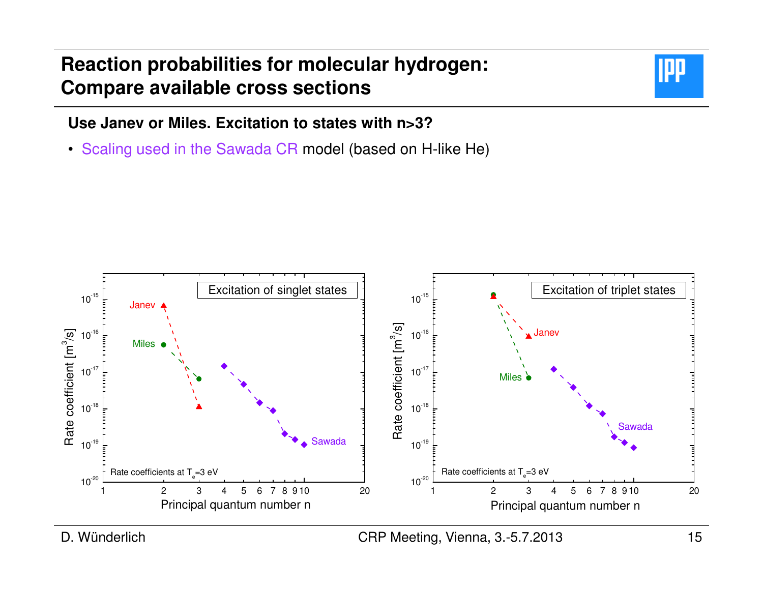# Reaction probabilities for molecular hydrogen: Compare available cross sections

**Use Janev or Miles. Excitation to states with n>3?**

- Scaling used in the Sawada CR model (based on H-like He)

Excitation of singlet states

Rate coefficients at $T_e$=3 eV

Excitation of triplet states

Rate coefficients at $T_e$=3 eV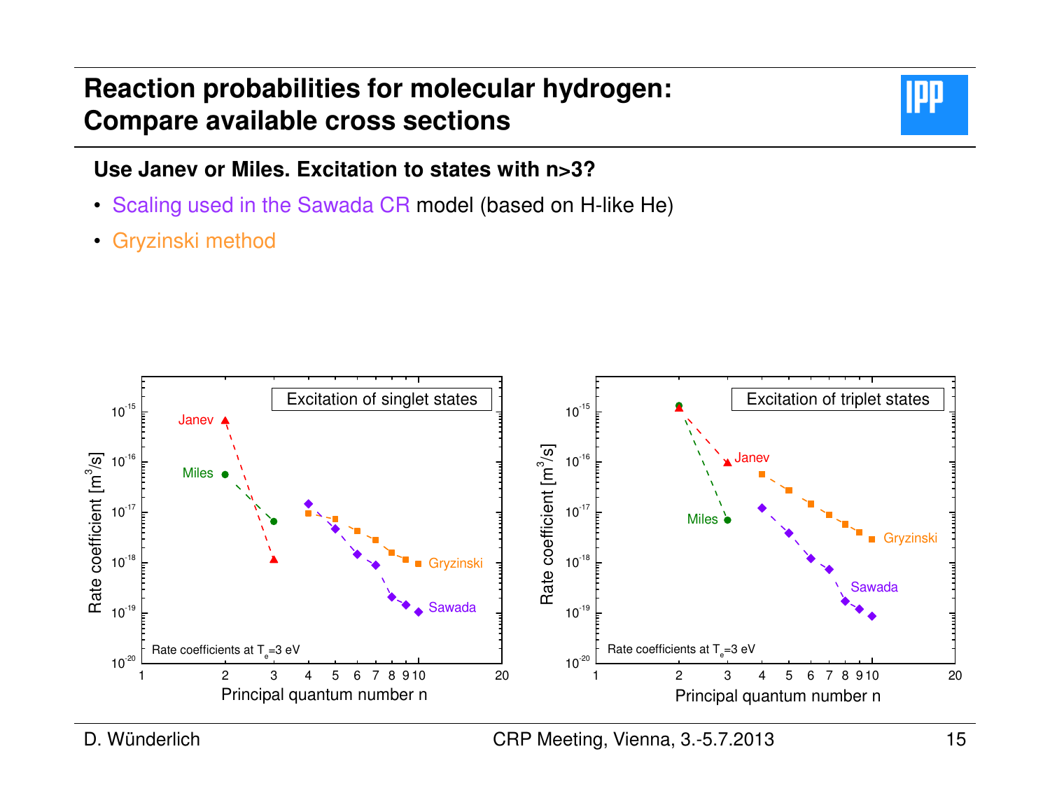# Reaction probabilities for molecular hydrogen: Compare available cross sections

**Use Janev or Miles. Excitation to states with n>3?**

- Scaling used in the Sawada CR model (based on H-like He)
- Gryzinski method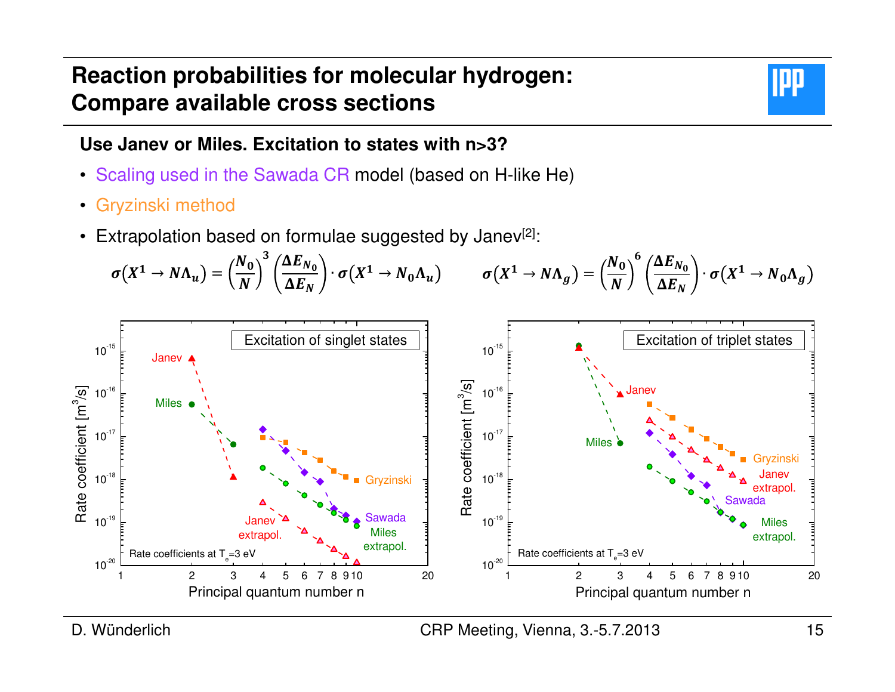# Reaction probabilities for molecular hydrogen: Compare available cross sections

**Use Janev or Miles. Excitation to states with n>3?**

- Scaling used in the Sawada CR model (based on H-like He)
- Gryzinski method
- Extrapolation based on formulae suggested by Janev[2]:

$$\sigma(X^1 \rightarrow N\Lambda_u) = \left(\frac{N_0}{N}\right)^3 \left(\frac{\Delta E_{N_0}}{\Delta E_N}\right) \cdot \sigma(X^1 \rightarrow N_0\Lambda_u) \qquad \sigma(X^1 \rightarrow N\Lambda_g) = \left(\frac{N_0}{N}\right)^6 \left(\frac{\Delta E_{N_0}}{\Delta E_N}\right) \cdot \sigma(X^1 \rightarrow N_0\Lambda_g)$$

Excitation of singlet states — Rate coefficient [m³/s] vs. Principal quantum number n (Janev, Miles, Gryzinski, Sawada, Janev extrapol., Miles extrapol.). Rate coefficients at $T_e$=3 eV

Excitation of triplet states — Rate coefficient [m³/s] vs. Principal quantum number n (Janev, Miles, Gryzinski, Janev extrapol., Sawada, Miles extrapol.). Rate coefficients at $T_e$=3 eV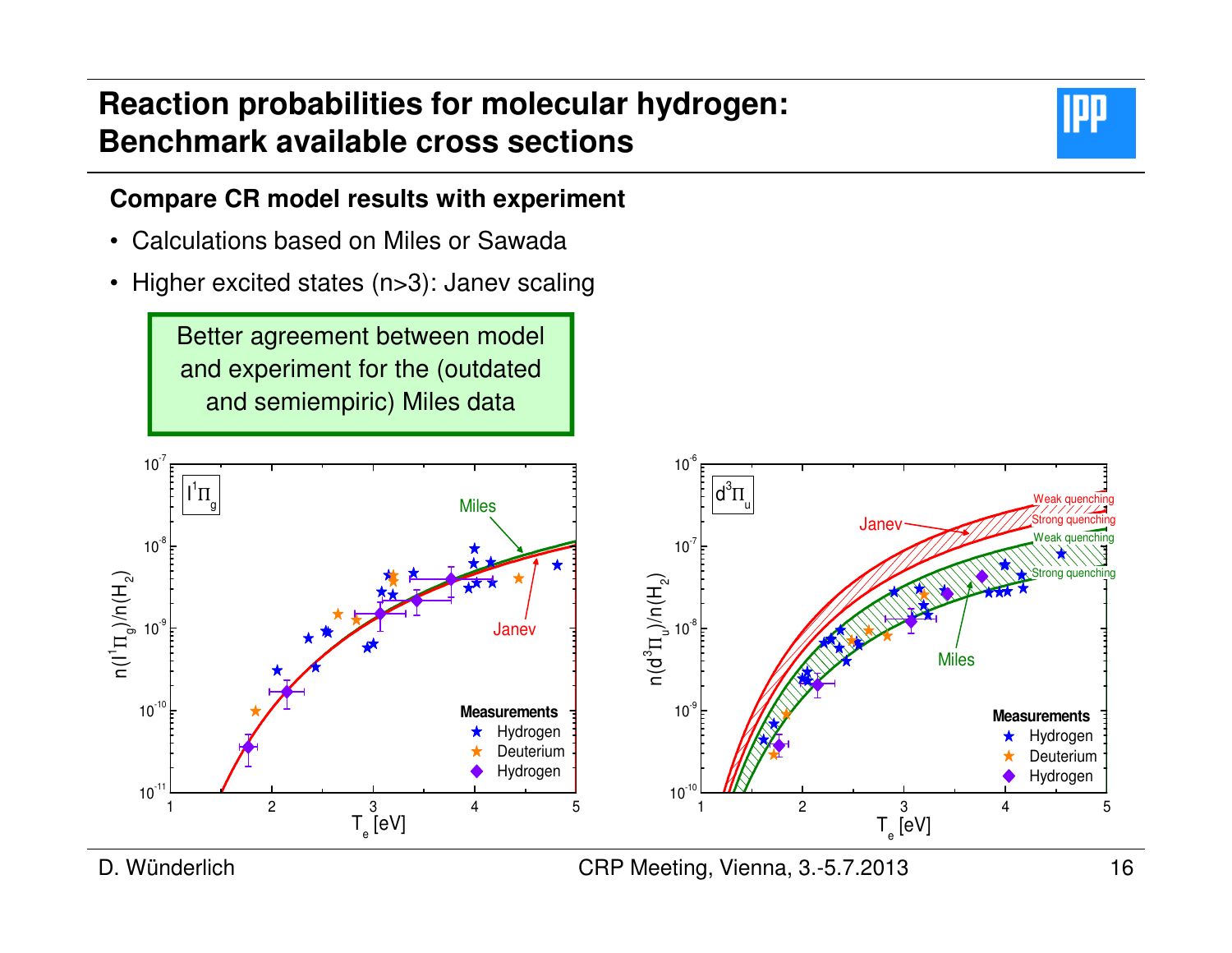# Reaction probabilities for molecular hydrogen: Benchmark available cross sections

**Compare CR model results with experiment**

- Calculations based on Miles or Sawada
- Higher excited states (n>3): Janev scaling

Better agreement between model and experiment for the (outdated and semiempiric) Miles data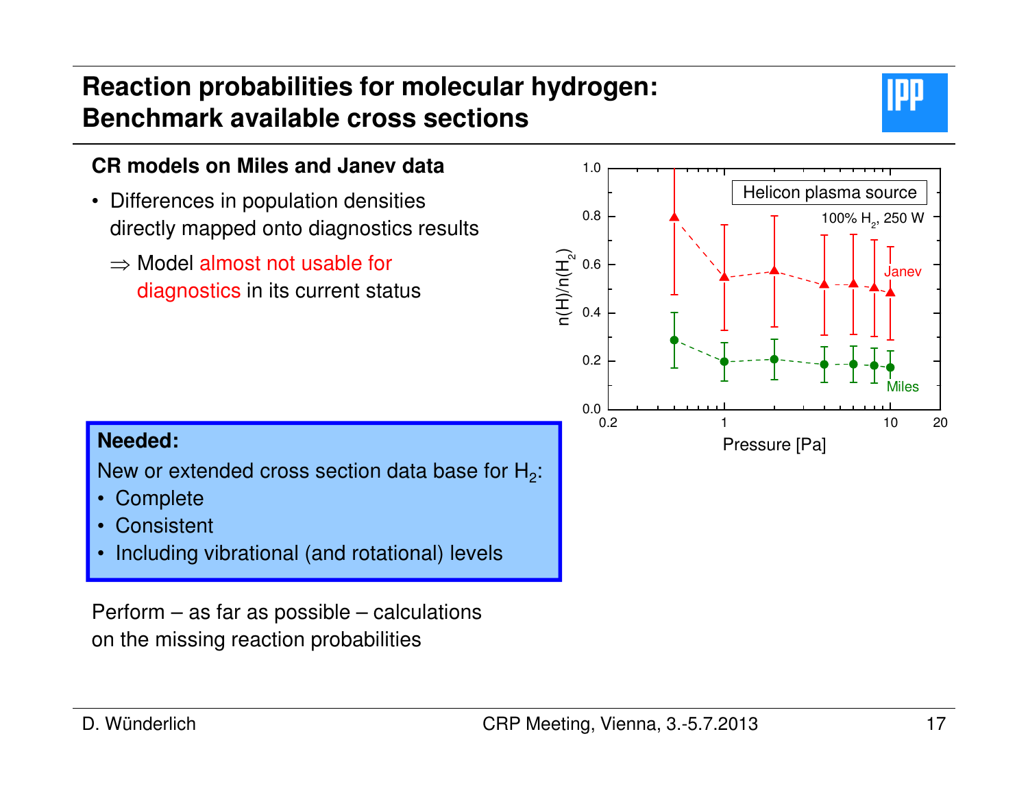# Reaction probabilities for molecular hydrogen: Benchmark available cross sections

**CR models on Miles and Janev data**

- Differences in population densities directly mapped onto diagnostics results

  ⇒ Model almost not usable for diagnostics in its current status

**Needed:**

New or extended cross section data base for $H_2$:

- Complete
- Consistent
- Including vibrational (and rotational) levels

Perform – as far as possible – calculations on the missing reaction probabilities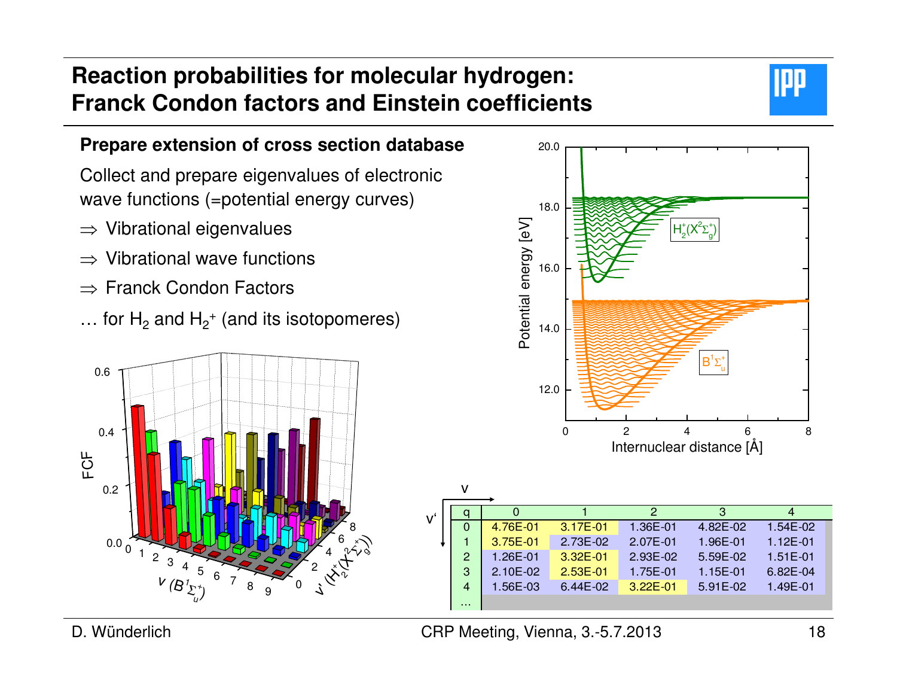# Reaction probabilities for molecular hydrogen: Franck Condon factors and Einstein coefficients

**Prepare extension of cross section database**

Collect and prepare eigenvalues of electronic wave functions (=potential energy curves)

⇒ Vibrational eigenvalues

⇒ Vibrational wave functions

⇒ Franck Condon Factors

… for $H_2$ and $H_2^+$ (and its isotopomeres)

| q | 0 | 1 | 2 | 3 | 4 |
|---|---|---|---|---|---|
| 0 | 4.76E-01 | 3.17E-01 | 1.36E-01 | 4.82E-02 | 1.54E-02 |
| 1 | 3.75E-01 | 2.73E-02 | 2.07E-01 | 1.96E-01 | 1.12E-01 |
| 2 | 1.26E-01 | 3.32E-01 | 2.93E-02 | 5.59E-02 | 1.51E-01 |
| 3 | 2.10E-02 | 2.53E-01 | 1.75E-01 | 1.15E-01 | 6.82E-04 |
| 4 | 1.56E-03 | 6.44E-02 | 3.22E-01 | 5.91E-02 | 1.49E-01 |
| … | | | | | |

D. Wünderlich — CRP Meeting, Vienna, 3.-5.7.2013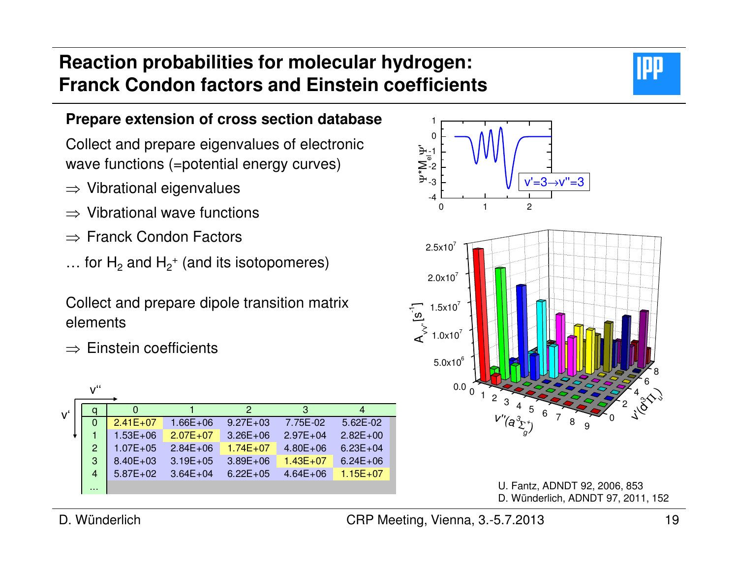# Reaction probabilities for molecular hydrogen: Franck Condon factors and Einstein coefficients

**Prepare extension of cross section database**

Collect and prepare eigenvalues of electronic wave functions (=potential energy curves)

⇒ Vibrational eigenvalues

⇒ Vibrational wave functions

⇒ Franck Condon Factors

… for $H_2$ and $H_2^+$ (and its isotopomeres)

Collect and prepare dipole transition matrix elements

⇒ Einstein coefficients

| q (v' ↓, v'' →) | 0 | 1 | 2 | 3 | 4 |
|---|---|---|---|---|---|
| 0 | 2.41E+07 | 1.66E+06 | 9.27E+03 | 7.75E-02 | 5.62E-02 |
| 1 | 1.53E+06 | 2.07E+07 | 3.26E+06 | 2.97E+04 | 2.82E+00 |
| 2 | 1.07E+05 | 2.84E+06 | 1.74E+07 | 4.80E+06 | 6.23E+04 |
| 3 | 8.40E+03 | 3.19E+05 | 3.89E+06 | 1.43E+07 | 6.24E+06 |
| 4 | 5.87E+02 | 3.64E+04 | 6.22E+05 | 4.64E+06 | 1.15E+07 |
| ... | | | | | |

U. Fantz, ADNDT 92, 2006, 853
D. Wünderlich, ADNDT 97, 2011, 152

D. Wünderlich — CRP Meeting, Vienna, 3.-5.7.2013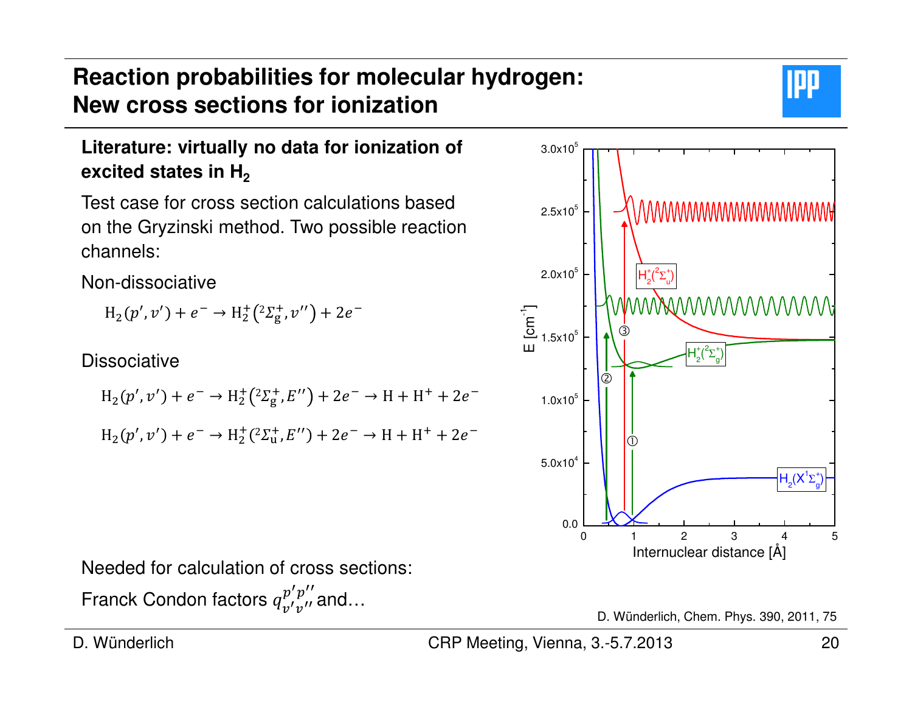# Reaction probabilities for molecular hydrogen: New cross sections for ionization

**Literature: virtually no data for ionization of excited states in $H_2$**

Test case for cross section calculations based on the Gryzinski method. Two possible reaction channels:

Non-dissociative

$$\mathrm{H_2}(p', v') + e^- \rightarrow \mathrm{H_2^+}\left({}^2\Sigma_g^+, v''\right) + 2e^-$$

Dissociative

$$\mathrm{H_2}(p', v') + e^- \rightarrow \mathrm{H_2^+}\left({}^2\Sigma_g^+, E''\right) + 2e^- \rightarrow \mathrm{H} + \mathrm{H^+} + 2e^-$$

$$\mathrm{H_2}(p', v') + e^- \rightarrow \mathrm{H_2^+}\left({}^2\Sigma_u^+, E''\right) + 2e^- \rightarrow \mathrm{H} + \mathrm{H^+} + 2e^-$$

Needed for calculation of cross sections:

Franck Condon factors $q_{v'v''}^{p'p''}$ and…

D. Wünderlich, Chem. Phys. 390, 2011, 75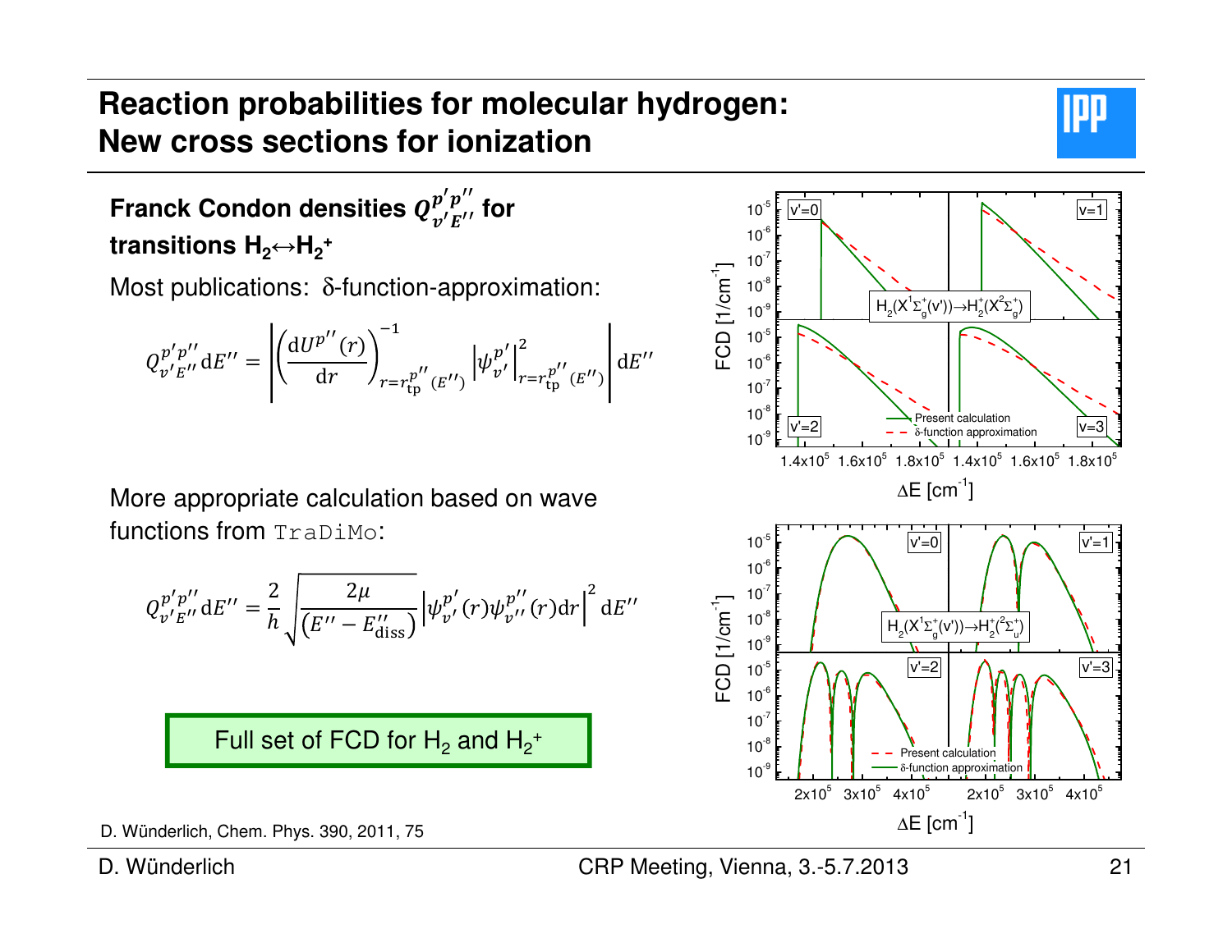# Reaction probabilities for molecular hydrogen: New cross sections for ionization

**Franck Condon densities $Q^{p'p''}_{v'E''}$ for transitions $H_2 \leftrightarrow H_2^+$**

Most publications: δ-function-approximation:

$$Q^{p'p''}_{v'E''}\mathrm{d}E'' = \left| \left( \frac{\mathrm{d}U^{p''}(r)}{\mathrm{d}r} \right)^{-1}_{r=r^{p''}_{\mathrm{tp}}(E'')} \left| \psi^{p'}_{v'} \right|^2_{r=r^{p''}_{\mathrm{tp}}(E'')} \right| \mathrm{d}E''$$

More appropriate calculation based on wave functions from `TraDiMo`:

$$Q^{p'p''}_{v'E''}\mathrm{d}E'' = \frac{2}{h}\sqrt{\frac{2\mu}{\left(E'' - E''_{\mathrm{diss}}\right)}} \left| \psi^{p'}_{v'}(r)\psi^{p''}_{v''}(r)\mathrm{d}r \right|^2 \mathrm{d}E''$$

**Full set of FCD for $H_2$ and $H_2^+$**

D. Wünderlich, Chem. Phys. 390, 2011, 75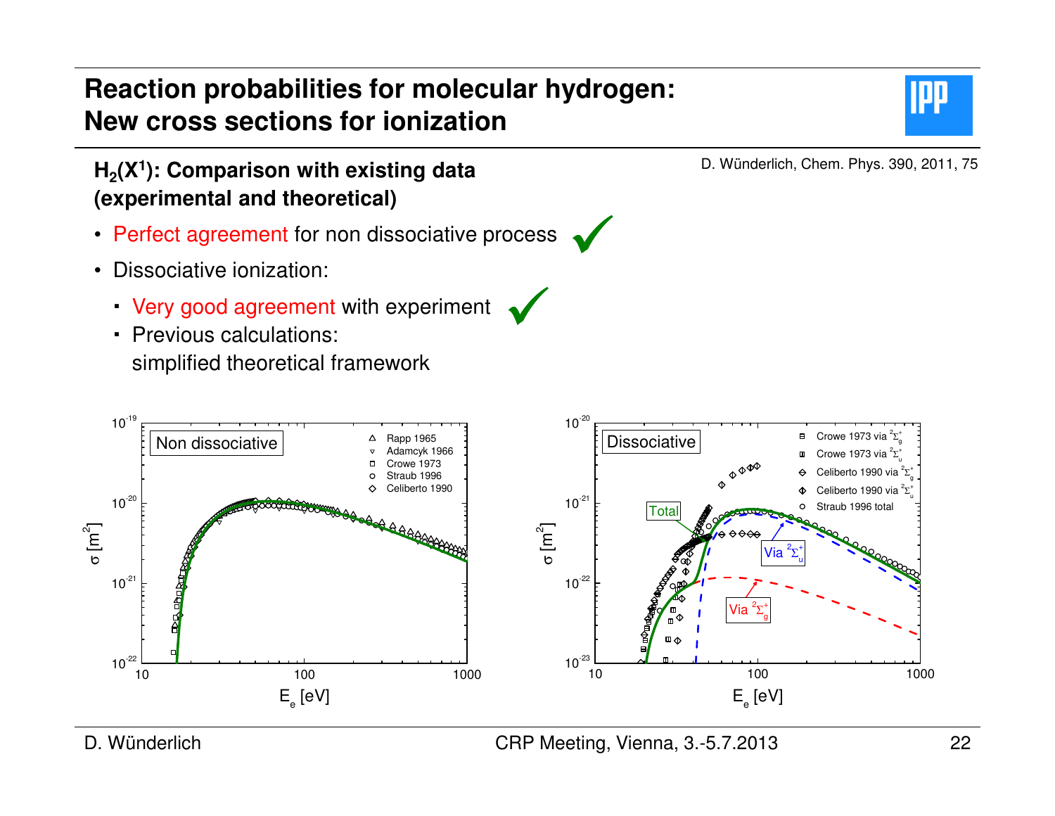# Reaction probabilities for molecular hydrogen: New cross sections for ionization

D. Wünderlich, Chem. Phys. 390, 2011, 75

## $H_2(X^1)$: Comparison with existing data (experimental and theoretical)

- Perfect agreement for non dissociative process ✓
- Dissociative ionization:
  - Very good agreement with experiment ✓
  - Previous calculations: simplified theoretical framework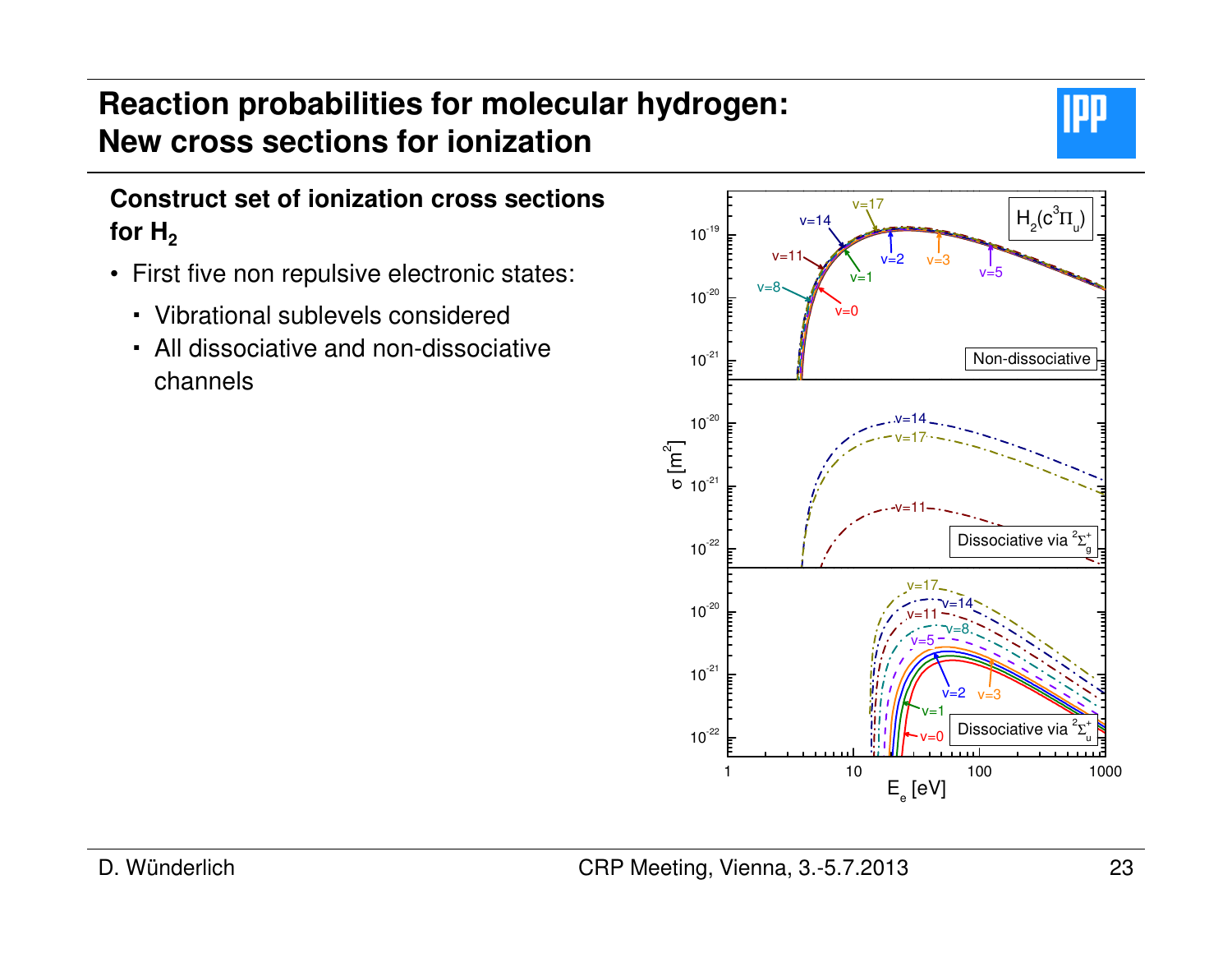# Reaction probabilities for molecular hydrogen: New cross sections for ionization

**Construct set of ionization cross sections for $H_2$**

- First five non repulsive electronic states:
  - Vibrational sublevels considered
  - All dissociative and non-dissociative channels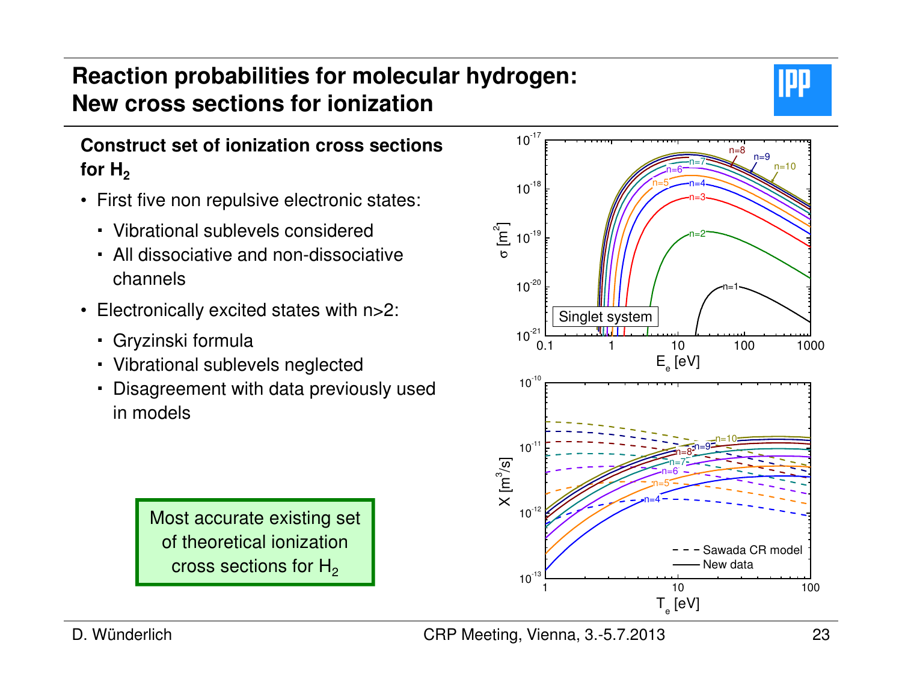# Reaction probabilities for molecular hydrogen: New cross sections for ionization

**Construct set of ionization cross sections for $H_2$**

- First five non repulsive electronic states:
  - Vibrational sublevels considered
  - All dissociative and non-dissociative channels
- Electronically excited states with n>2:
  - Gryzinski formula
  - Vibrational sublevels neglected
  - Disagreement with data previously used in models

Most accurate existing set of theoretical ionization cross sections for $H_2$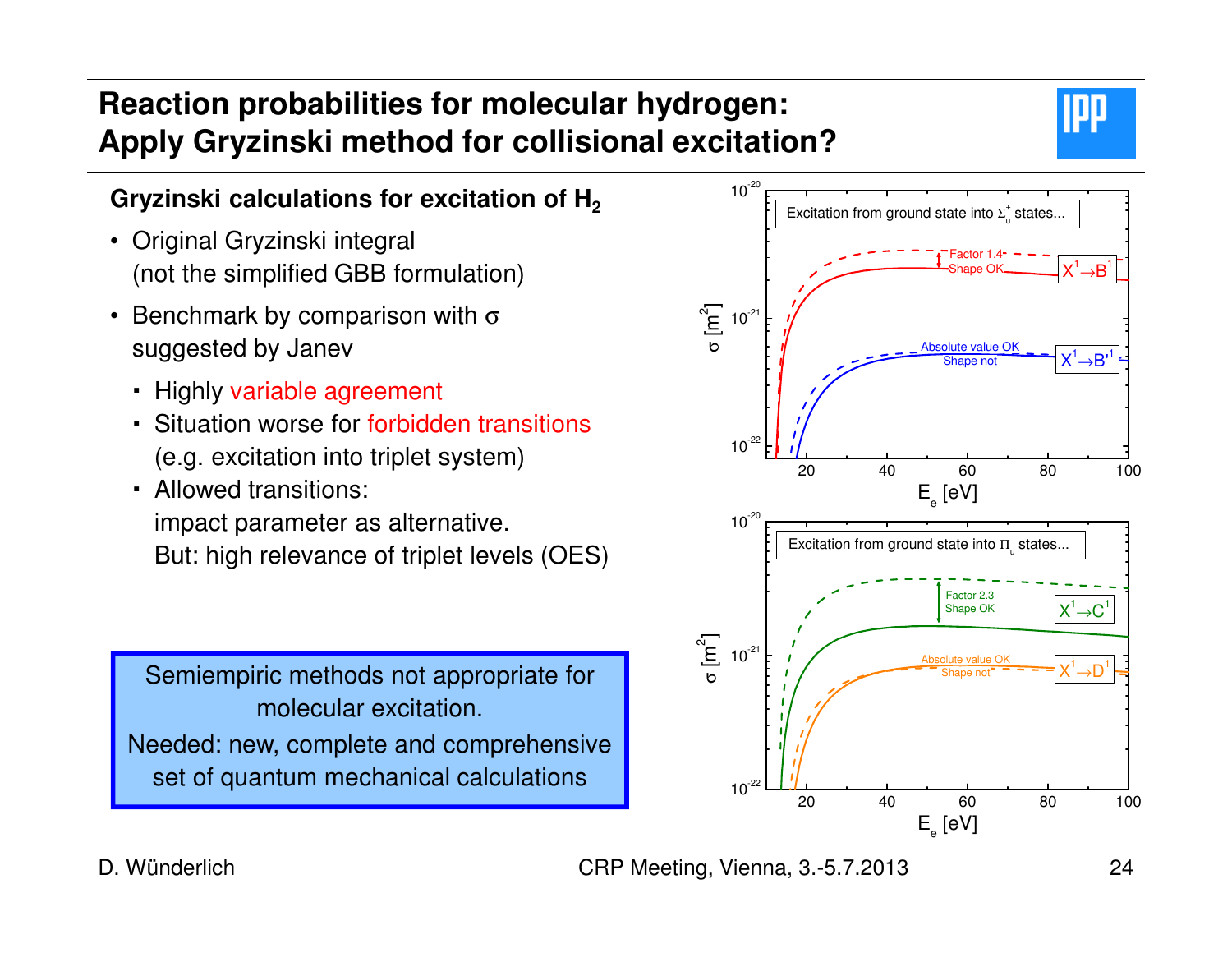# Reaction probabilities for molecular hydrogen: Apply Gryzinski method for collisional excitation?

## Gryzinski calculations for excitation of $H_2$

- Original Gryzinski integral (not the simplified GBB formulation)
- Benchmark by comparison with $\sigma$ suggested by Janev
  - Highly variable agreement
  - Situation worse for forbidden transitions (e.g. excitation into triplet system)
  - Allowed transitions: impact parameter as alternative. But: high relevance of triplet levels (OES)

> Semiempiric methods not appropriate for molecular excitation.
> Needed: new, complete and comprehensive set of quantum mechanical calculations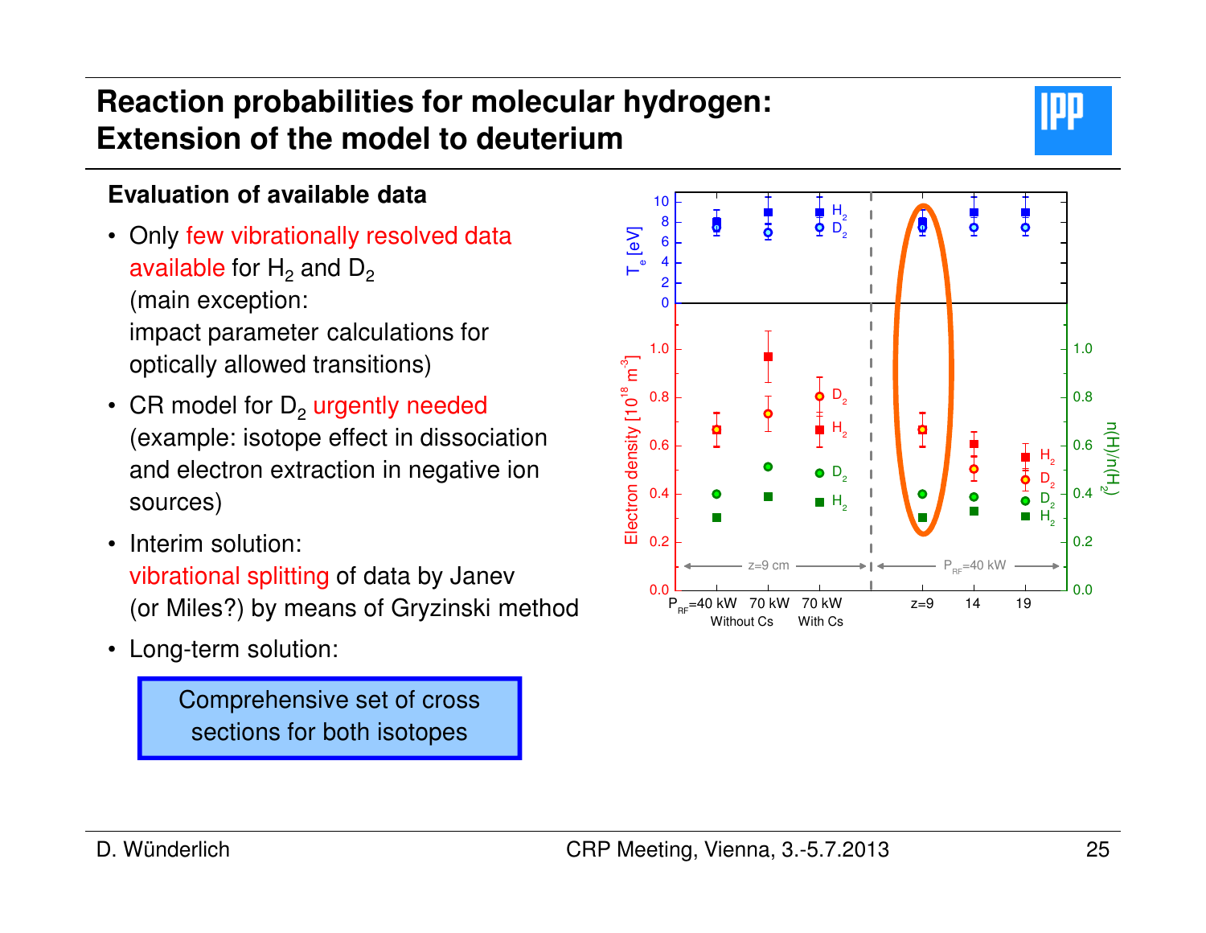# Reaction probabilities for molecular hydrogen: Extension of the model to deuterium

**Evaluation of available data**

- Only few vibrationally resolved data available for $H_2$ and $D_2$ (main exception: impact parameter calculations for optically allowed transitions)
- CR model for $D_2$ urgently needed (example: isotope effect in dissociation and electron extraction in negative ion sources)
- Interim solution: vibrational splitting of data by Janev (or Miles?) by means of Gryzinski method
- Long-term solution:

> Comprehensive set of cross sections for both isotopes

D. Wünderlich — CRP Meeting, Vienna, 3.-5.7.2013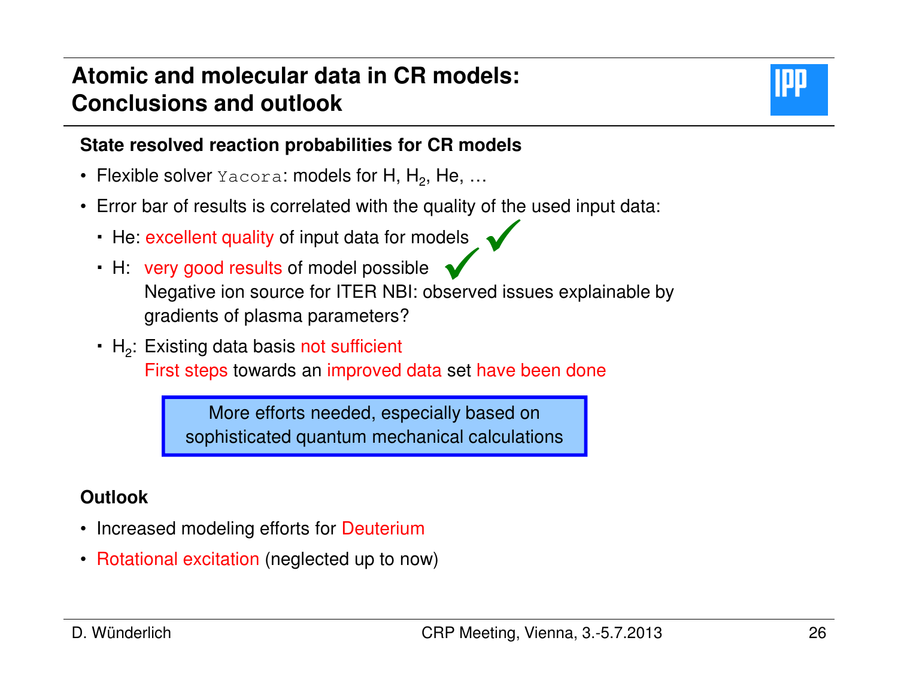# Atomic and molecular data in CR models: Conclusions and outlook

**State resolved reaction probabilities for CR models**

- Flexible solver `Yacora`: models for H, $H_2$, He, …
- Error bar of results is correlated with the quality of the used input data:
  - He: excellent quality of input data for models ✓
  - H: very good results of model possible ✓
    Negative ion source for ITER NBI: observed issues explainable by gradients of plasma parameters?
  - $H_2$: Existing data basis not sufficient
    First steps towards an improved data set have been done

> More efforts needed, especially based on sophisticated quantum mechanical calculations

**Outlook**

- Increased modeling efforts for Deuterium
- Rotational excitation (neglected up to now)